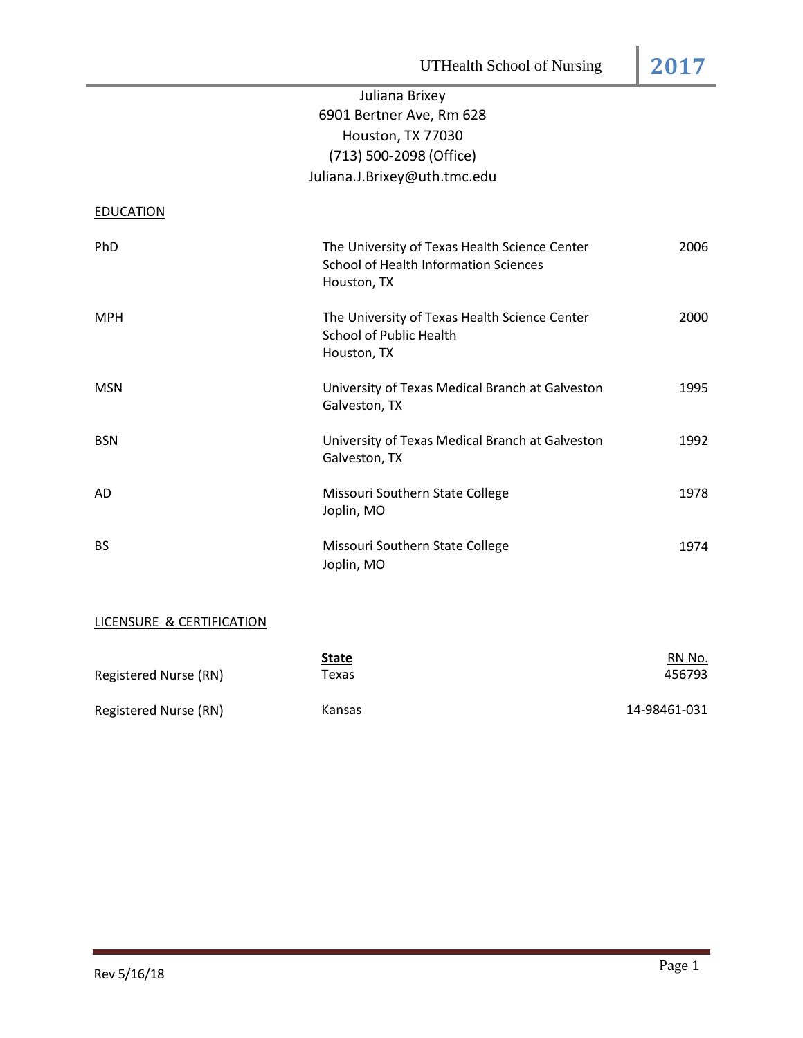Juliana Brixey
6901 Bertner Ave, Rm 628
Houston, TX 77030
(713) 500-2098 (Office)
Juliana.J.Brixey@uth.tmc.edu

## EDUCATION

| | | |
|---|---|---|
| PhD | The University of Texas Health Science Center<br>School of Health Information Sciences<br>Houston, TX | 2006 |
| MPH | The University of Texas Health Science Center<br>School of Public Health<br>Houston, TX | 2000 |
| MSN | University of Texas Medical Branch at Galveston<br>Galveston, TX | 1995 |
| BSN | University of Texas Medical Branch at Galveston<br>Galveston, TX | 1992 |
| AD | Missouri Southern State College<br>Joplin, MO | 1978 |
| BS | Missouri Southern State College<br>Joplin, MO | 1974 |

## LICENSURE & CERTIFICATION

| | **State** | RN No. |
|---|---|---|
| Registered Nurse (RN) | Texas | 456793 |
| Registered Nurse (RN) | Kansas | 14-98461-031 |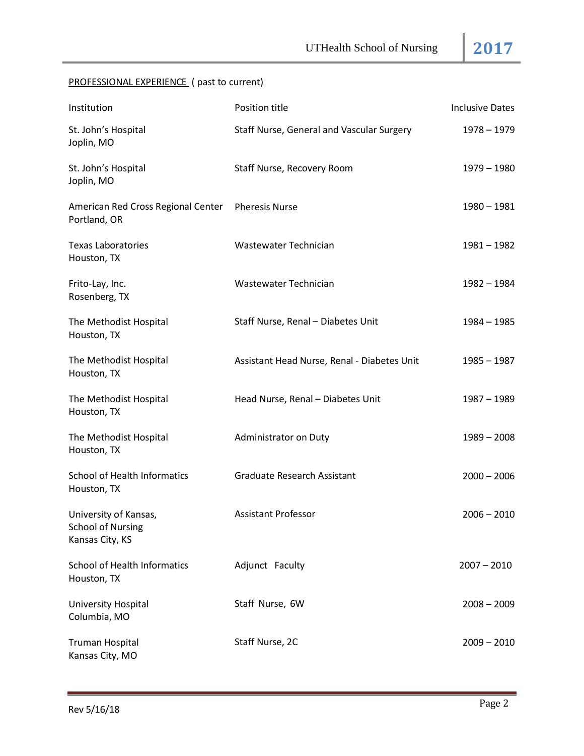PROFESSIONAL EXPERIENCE ( past to current)

| Institution | Position title | Inclusive Dates |
|---|---|---|
| St. John's Hospital<br>Joplin, MO | Staff Nurse, General and Vascular Surgery | 1978 – 1979 |
| St. John's Hospital<br>Joplin, MO | Staff Nurse, Recovery Room | 1979 – 1980 |
| American Red Cross Regional Center<br>Portland, OR | Pheresis Nurse | 1980 – 1981 |
| Texas Laboratories<br>Houston, TX | Wastewater Technician | 1981 – 1982 |
| Frito-Lay, Inc.<br>Rosenberg, TX | Wastewater Technician | 1982 – 1984 |
| The Methodist Hospital<br>Houston, TX | Staff Nurse, Renal – Diabetes Unit | 1984 – 1985 |
| The Methodist Hospital<br>Houston, TX | Assistant Head Nurse, Renal - Diabetes Unit | 1985 – 1987 |
| The Methodist Hospital<br>Houston, TX | Head Nurse, Renal – Diabetes Unit | 1987 – 1989 |
| The Methodist Hospital<br>Houston, TX | Administrator on Duty | 1989 – 2008 |
| School of Health Informatics<br>Houston, TX | Graduate Research Assistant | 2000 – 2006 |
| University of Kansas,<br>School of Nursing<br>Kansas City, KS | Assistant Professor | 2006 – 2010 |
| School of Health Informatics<br>Houston, TX | Adjunct Faculty | 2007 – 2010 |
| University Hospital<br>Columbia, MO | Staff Nurse, 6W | 2008 – 2009 |
| Truman Hospital<br>Kansas City, MO | Staff Nurse, 2C | 2009 – 2010 |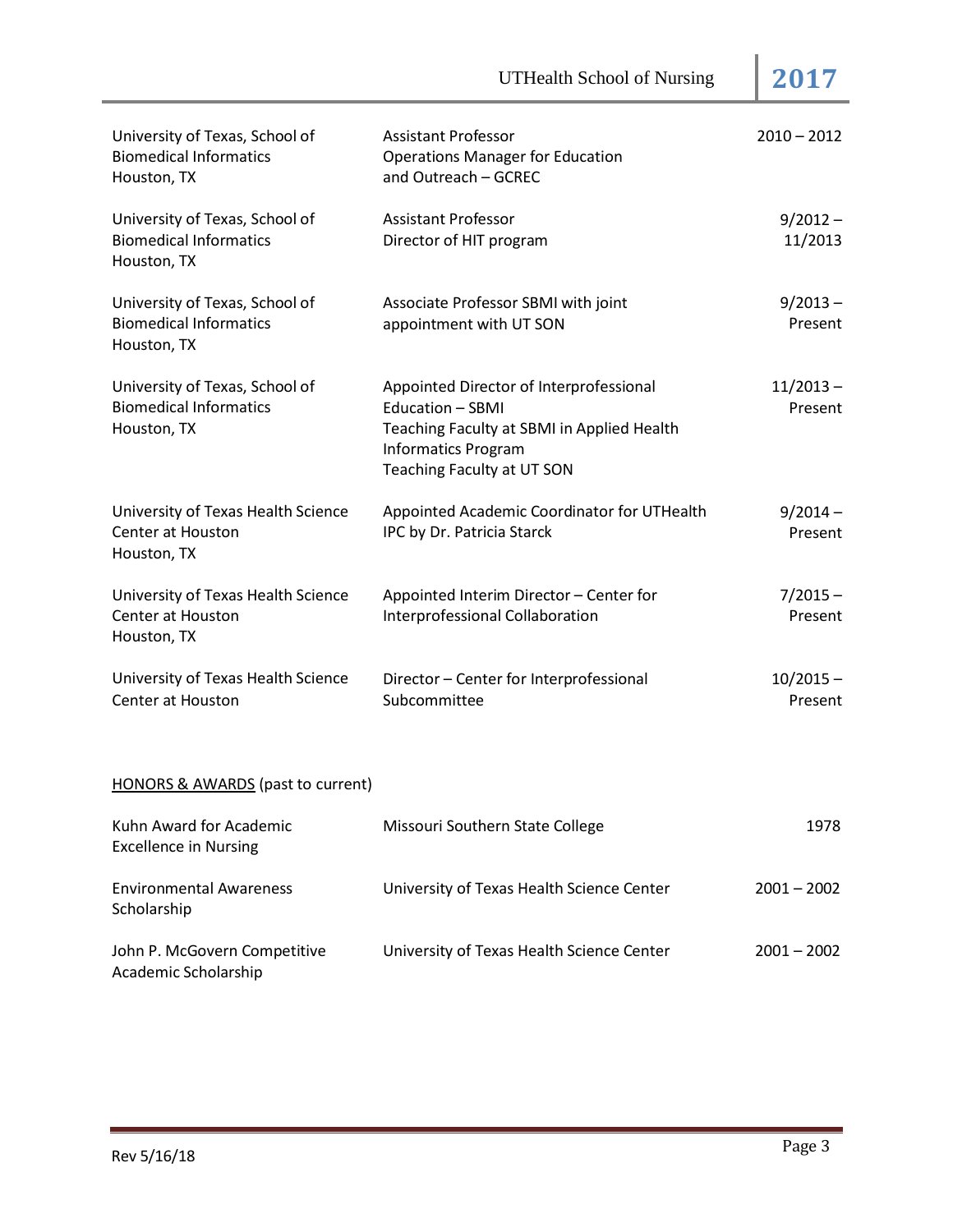| | | |
|---|---|---|
| University of Texas, School of Biomedical Informatics Houston, TX | Assistant Professor Operations Manager for Education and Outreach – GCREC | 2010 – 2012 |
| University of Texas, School of Biomedical Informatics Houston, TX | Assistant Professor Director of HIT program | 9/2012 – 11/2013 |
| University of Texas, School of Biomedical Informatics Houston, TX | Associate Professor SBMI with joint appointment with UT SON | 9/2013 – Present |
| University of Texas, School of Biomedical Informatics Houston, TX | Appointed Director of Interprofessional Education – SBMI Teaching Faculty at SBMI in Applied Health Informatics Program Teaching Faculty at UT SON | 11/2013 – Present |
| University of Texas Health Science Center at Houston Houston, TX | Appointed Academic Coordinator for UTHealth IPC by Dr. Patricia Starck | 9/2014 – Present |
| University of Texas Health Science Center at Houston Houston, TX | Appointed Interim Director – Center for Interprofessional Collaboration | 7/2015 – Present |
| University of Texas Health Science Center at Houston | Director – Center for Interprofessional Subcommittee | 10/2015 – Present |

HONORS & AWARDS (past to current)

| | | |
|---|---|---|
| Kuhn Award for Academic Excellence in Nursing | Missouri Southern State College | 1978 |
| Environmental Awareness Scholarship | University of Texas Health Science Center | 2001 – 2002 |
| John P. McGovern Competitive Academic Scholarship | University of Texas Health Science Center | 2001 – 2002 |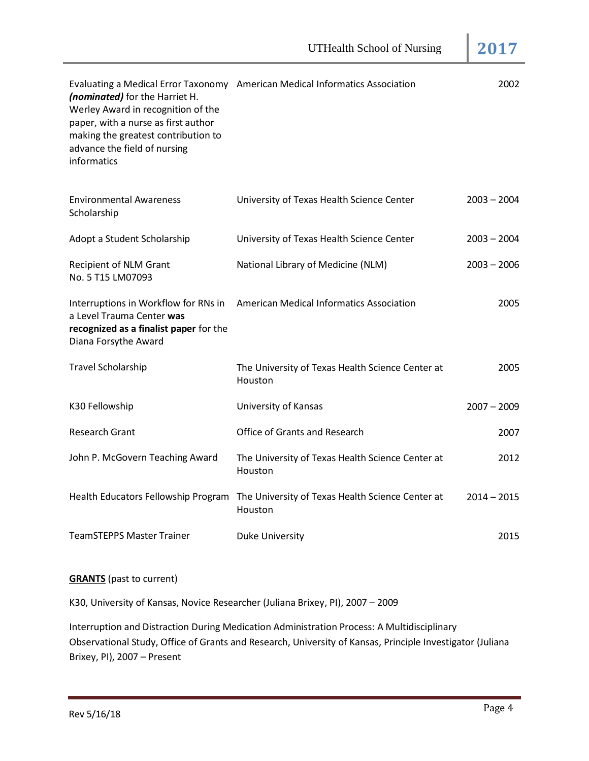| | | |
|---|---|---|
| Evaluating a Medical Error Taxonomy ***(nominated)*** for the Harriet H. Werley Award in recognition of the paper, with a nurse as first author making the greatest contribution to advance the field of nursing informatics | American Medical Informatics Association | 2002 |
| Environmental Awareness Scholarship | University of Texas Health Science Center | 2003 – 2004 |
| Adopt a Student Scholarship | University of Texas Health Science Center | 2003 – 2004 |
| Recipient of NLM Grant No. 5 T15 LM07093 | National Library of Medicine (NLM) | 2003 – 2006 |
| Interruptions in Workflow for RNs in a Level Trauma Center **was recognized as a finalist paper** for the Diana Forsythe Award | American Medical Informatics Association | 2005 |
| Travel Scholarship | The University of Texas Health Science Center at Houston | 2005 |
| K30 Fellowship | University of Kansas | 2007 – 2009 |
| Research Grant | Office of Grants and Research | 2007 |
| John P. McGovern Teaching Award | The University of Texas Health Science Center at Houston | 2012 |
| Health Educators Fellowship Program | The University of Texas Health Science Center at Houston | 2014 – 2015 |
| TeamSTEPPS Master Trainer | Duke University | 2015 |

**GRANTS** (past to current)

K30, University of Kansas, Novice Researcher (Juliana Brixey, PI), 2007 – 2009

Interruption and Distraction During Medication Administration Process: A Multidisciplinary Observational Study, Office of Grants and Research, University of Kansas, Principle Investigator (Juliana Brixey, PI), 2007 – Present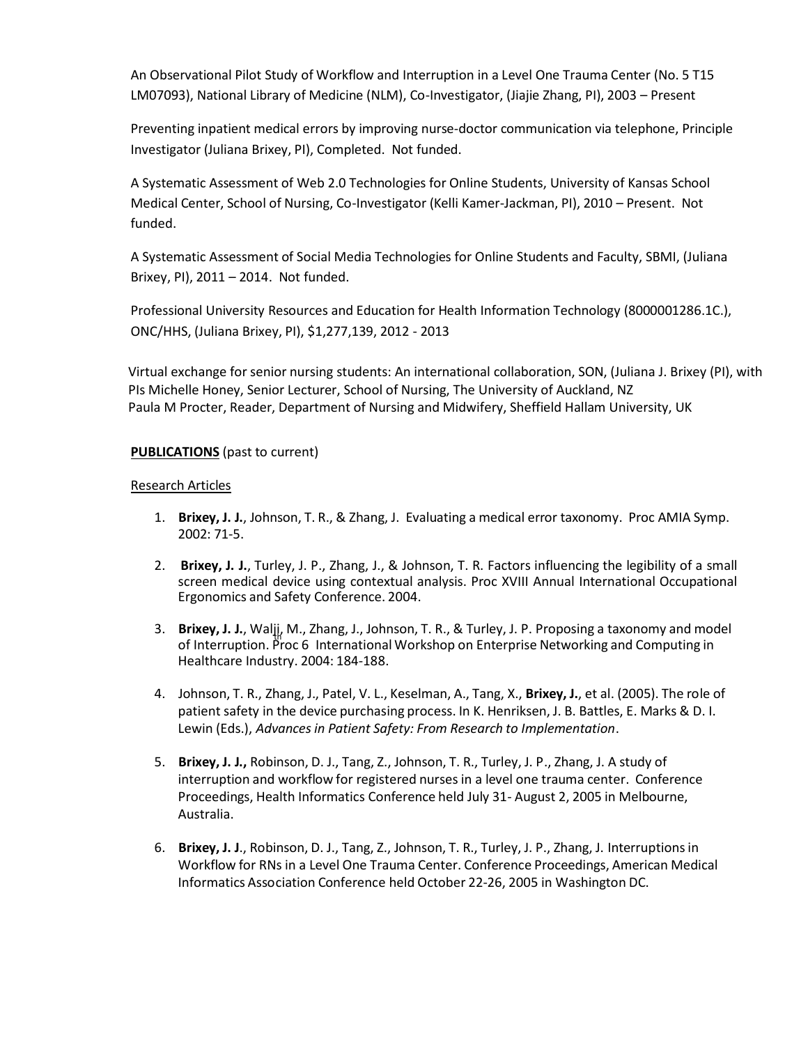An Observational Pilot Study of Workflow and Interruption in a Level One Trauma Center (No. 5 T15 LM07093), National Library of Medicine (NLM), Co-Investigator, (Jiajie Zhang, PI), 2003 – Present

Preventing inpatient medical errors by improving nurse-doctor communication via telephone, Principle Investigator (Juliana Brixey, PI), Completed. Not funded.

A Systematic Assessment of Web 2.0 Technologies for Online Students, University of Kansas School Medical Center, School of Nursing, Co-Investigator (Kelli Kamer-Jackman, PI), 2010 – Present. Not funded.

A Systematic Assessment of Social Media Technologies for Online Students and Faculty, SBMI, (Juliana Brixey, PI), 2011 – 2014. Not funded.

Professional University Resources and Education for Health Information Technology (8000001286.1C.), ONC/HHS, (Juliana Brixey, PI), $1,277,139, 2012 - 2013

Virtual exchange for senior nursing students: An international collaboration, SON, (Juliana J. Brixey (PI), with PIs Michelle Honey, Senior Lecturer, School of Nursing, The University of Auckland, NZ
Paula M Procter, Reader, Department of Nursing and Midwifery, Sheffield Hallam University, UK

**PUBLICATIONS** (past to current)

Research Articles

1. **Brixey, J. J.**, Johnson, T. R., & Zhang, J. Evaluating a medical error taxonomy. Proc AMIA Symp. 2002: 71-5.
2. **Brixey, J. J.**, Turley, J. P., Zhang, J., & Johnson, T. R. Factors influencing the legibility of a small screen medical device using contextual analysis. Proc XVIII Annual International Occupational Ergonomics and Safety Conference. 2004.
3. **Brixey, J. J.**, Walji, M., Zhang, J., Johnson, T. R., & Turley, J. P. Proposing a taxonomy and model of Interruption. Proc 6th International Workshop on Enterprise Networking and Computing in Healthcare Industry. 2004: 184-188.
4. Johnson, T. R., Zhang, J., Patel, V. L., Keselman, A., Tang, X., **Brixey, J.**, et al. (2005). The role of patient safety in the device purchasing process. In K. Henriksen, J. B. Battles, E. Marks & D. I. Lewin (Eds.), *Advances in Patient Safety: From Research to Implementation*.
5. **Brixey, J. J.,** Robinson, D. J., Tang, Z., Johnson, T. R., Turley, J. P., Zhang, J. A study of interruption and workflow for registered nurses in a level one trauma center. Conference Proceedings, Health Informatics Conference held July 31- August 2, 2005 in Melbourne, Australia.
6. **Brixey, J. J**., Robinson, D. J., Tang, Z., Johnson, T. R., Turley, J. P., Zhang, J. Interruptions in Workflow for RNs in a Level One Trauma Center. Conference Proceedings, American Medical Informatics Association Conference held October 22-26, 2005 in Washington DC.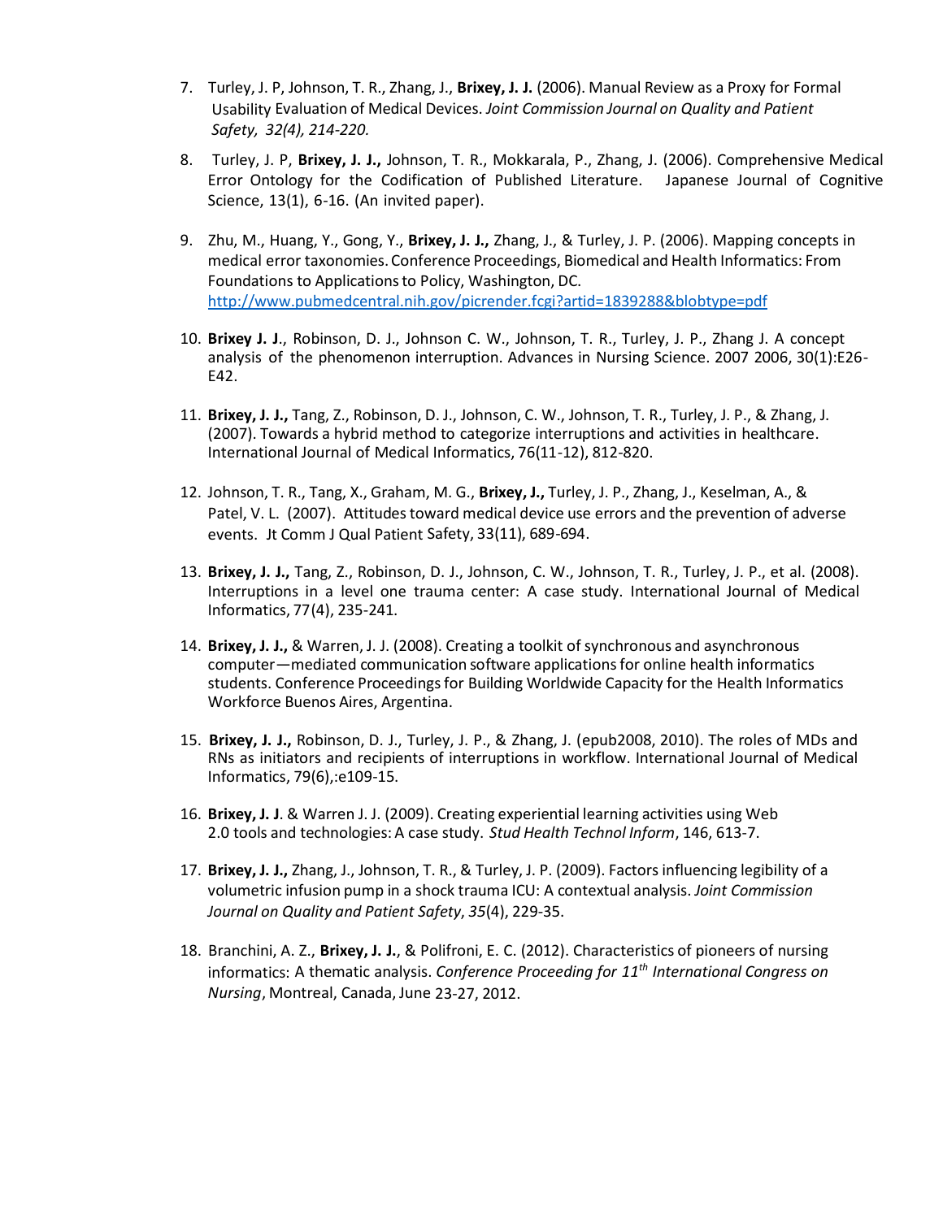7. Turley, J. P, Johnson, T. R., Zhang, J., **Brixey, J. J.** (2006). Manual Review as a Proxy for Formal Usability Evaluation of Medical Devices. *Joint Commission Journal on Quality and Patient Safety, 32(4), 214-220.*

8. Turley, J. P, **Brixey, J. J.,** Johnson, T. R., Mokkarala, P., Zhang, J. (2006). Comprehensive Medical Error Ontology for the Codification of Published Literature. Japanese Journal of Cognitive Science, 13(1), 6-16. (An invited paper).

9. Zhu, M., Huang, Y., Gong, Y., **Brixey, J. J.,** Zhang, J., & Turley, J. P. (2006). Mapping concepts in medical error taxonomies. Conference Proceedings, Biomedical and Health Informatics: From Foundations to Applications to Policy, Washington, DC. http://www.pubmedcentral.nih.gov/picrender.fcgi?artid=1839288&blobtype=pdf

10. **Brixey J. J**., Robinson, D. J., Johnson C. W., Johnson, T. R., Turley, J. P., Zhang J. A concept analysis of the phenomenon interruption. Advances in Nursing Science. 2007 2006, 30(1):E26-E42.

11. **Brixey, J. J.,** Tang, Z., Robinson, D. J., Johnson, C. W., Johnson, T. R., Turley, J. P., & Zhang, J. (2007). Towards a hybrid method to categorize interruptions and activities in healthcare. International Journal of Medical Informatics, 76(11-12), 812-820.

12. Johnson, T. R., Tang, X., Graham, M. G., **Brixey, J.,** Turley, J. P., Zhang, J., Keselman, A., & Patel, V. L. (2007). Attitudes toward medical device use errors and the prevention of adverse events. Jt Comm J Qual Patient Safety, 33(11), 689-694.

13. **Brixey, J. J.,** Tang, Z., Robinson, D. J., Johnson, C. W., Johnson, T. R., Turley, J. P., et al. (2008). Interruptions in a level one trauma center: A case study. International Journal of Medical Informatics, 77(4), 235-241.

14. **Brixey, J. J.,** & Warren, J. J. (2008). Creating a toolkit of synchronous and asynchronous computer—mediated communication software applications for online health informatics students. Conference Proceedings for Building Worldwide Capacity for the Health Informatics Workforce Buenos Aires, Argentina.

15. **Brixey, J. J.,** Robinson, D. J., Turley, J. P., & Zhang, J. (epub2008, 2010). The roles of MDs and RNs as initiators and recipients of interruptions in workflow. International Journal of Medical Informatics, 79(6),:e109-15.

16. **Brixey, J. J**. & Warren J. J. (2009). Creating experiential learning activities using Web 2.0 tools and technologies: A case study. *Stud Health Technol Inform*, 146, 613-7.

17. **Brixey, J. J.,** Zhang, J., Johnson, T. R., & Turley, J. P. (2009). Factors influencing legibility of a volumetric infusion pump in a shock trauma ICU: A contextual analysis. *Joint Commission Journal on Quality and Patient Safety*, *35*(4), 229-35.

18. Branchini, A. Z., **Brixey, J. J.**, & Polifroni, E. C. (2012). Characteristics of pioneers of nursing informatics: A thematic analysis. *Conference Proceeding for 11th International Congress on Nursing*, Montreal, Canada, June 23-27, 2012.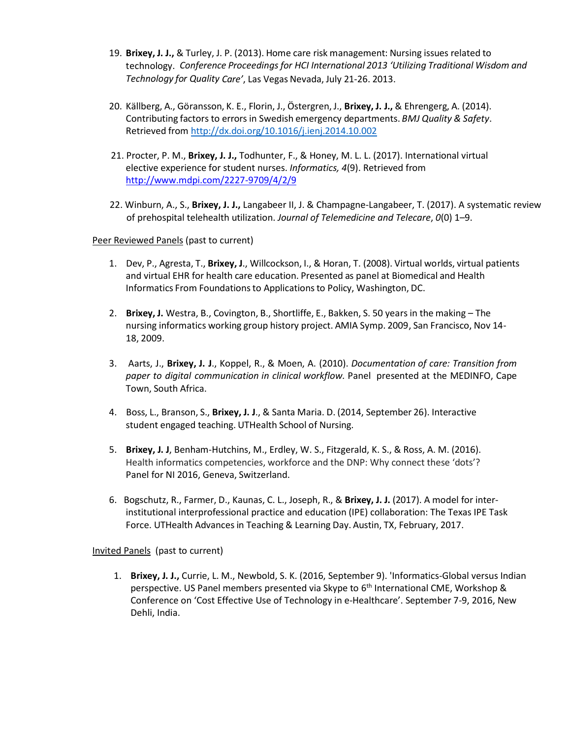19. **Brixey, J. J.,** & Turley, J. P. (2013). Home care risk management: Nursing issues related to technology. *Conference Proceedings for HCI International 2013 'Utilizing Traditional Wisdom and Technology for Quality Care'*, Las Vegas Nevada, July 21-26. 2013.

20. Källberg, A., Göransson, K. E., Florin, J., Östergren, J., **Brixey, J. J.,** & Ehrengerg, A. (2014). Contributing factors to errors in Swedish emergency departments. *BMJ Quality & Safety*. Retrieved from http://dx.doi.org/10.1016/j.ienj.2014.10.002

21. Procter, P. M., **Brixey, J. J.,** Todhunter, F., & Honey, M. L. L. (2017). International virtual elective experience for student nurses. *Informatics, 4*(9). Retrieved from http://www.mdpi.com/2227-9709/4/2/9

22. Winburn, A., S., **Brixey, J. J.,** Langabeer II, J. & Champagne-Langabeer, T. (2017). A systematic review of prehospital telehealth utilization. *Journal of Telemedicine and Telecare*, *0*(0) 1–9.

Peer Reviewed Panels (past to current)

1. Dev, P., Agresta, T., **Brixey, J**., Willcockson, I., & Horan, T. (2008). Virtual worlds, virtual patients and virtual EHR for health care education. Presented as panel at Biomedical and Health Informatics From Foundations to Applications to Policy, Washington, DC.

2. **Brixey, J.** Westra, B., Covington, B., Shortliffe, E., Bakken, S. 50 years in the making – The nursing informatics working group history project. AMIA Symp. 2009, San Francisco, Nov 14-18, 2009.

3. Aarts, J., **Brixey, J. J**., Koppel, R., & Moen, A. (2010). *Documentation of care: Transition from paper to digital communication in clinical workflow.* Panel presented at the MEDINFO, Cape Town, South Africa.

4. Boss, L., Branson, S., **Brixey, J. J**., & Santa Maria. D. (2014, September 26). Interactive student engaged teaching. UTHealth School of Nursing.

5. **Brixey, J. J**, Benham-Hutchins, M., Erdley, W. S., Fitzgerald, K. S., & Ross, A. M. (2016). Health informatics competencies, workforce and the DNP: Why connect these 'dots'? Panel for NI 2016, Geneva, Switzerland.

6. Bogschutz, R., Farmer, D., Kaunas, C. L., Joseph, R., & **Brixey, J. J.** (2017). A model for inter-institutional interprofessional practice and education (IPE) collaboration: The Texas IPE Task Force. UTHealth Advances in Teaching & Learning Day. Austin, TX, February, 2017.

Invited Panels (past to current)

1. **Brixey, J. J.,** Currie, L. M., Newbold, S. K. (2016, September 9). 'Informatics-Global versus Indian perspective. US Panel members presented via Skype to 6th International CME, Workshop & Conference on 'Cost Effective Use of Technology in e-Healthcare'. September 7-9, 2016, New Dehli, India.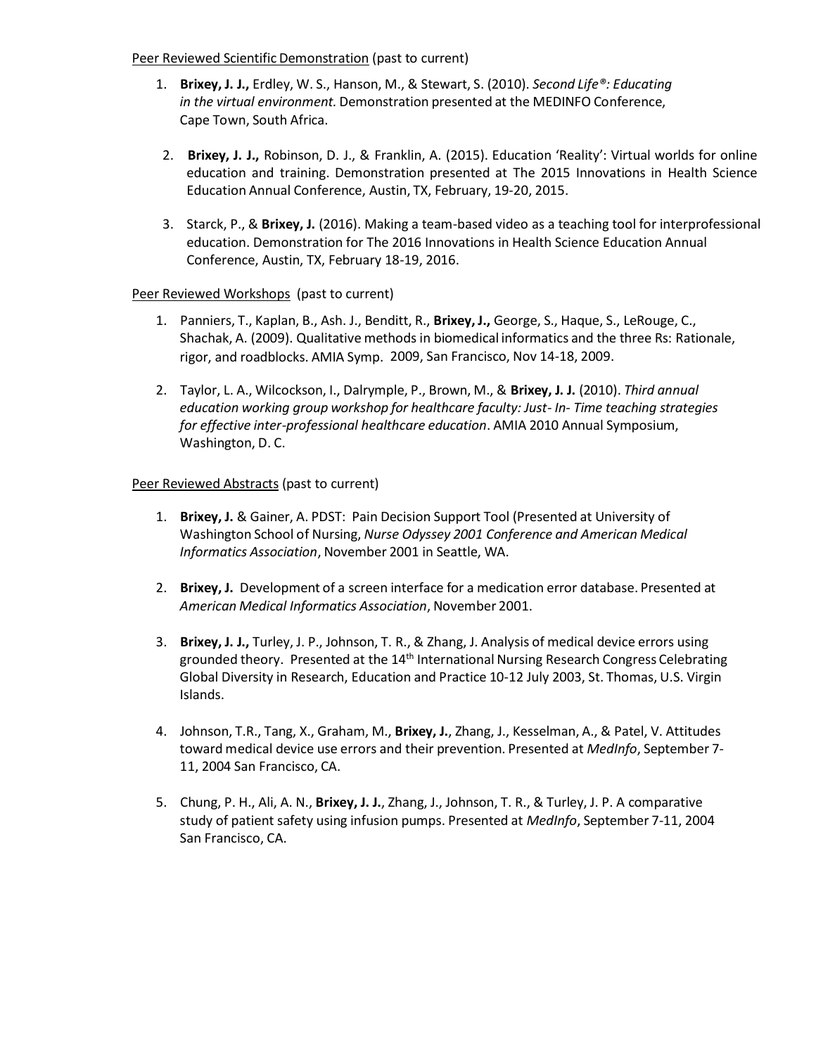<u>Peer Reviewed Scientific Demonstration</u> (past to current)

1. **Brixey, J. J.,** Erdley, W. S., Hanson, M., & Stewart, S. (2010). *Second Life®: Educating in the virtual environment.* Demonstration presented at the MEDINFO Conference, Cape Town, South Africa.

2. **Brixey, J. J.,** Robinson, D. J., & Franklin, A. (2015). Education 'Reality': Virtual worlds for online education and training. Demonstration presented at The 2015 Innovations in Health Science Education Annual Conference, Austin, TX, February, 19-20, 2015.

3. Starck, P., & **Brixey, J.** (2016). Making a team-based video as a teaching tool for interprofessional education. Demonstration for The 2016 Innovations in Health Science Education Annual Conference, Austin, TX, February 18-19, 2016.

<u>Peer Reviewed Workshops</u> (past to current)

1. Panniers, T., Kaplan, B., Ash. J., Benditt, R., **Brixey, J.,** George, S., Haque, S., LeRouge, C., Shachak, A. (2009). Qualitative methods in biomedical informatics and the three Rs: Rationale, rigor, and roadblocks. AMIA Symp. 2009, San Francisco, Nov 14-18, 2009.

2. Taylor, L. A., Wilcockson, I., Dalrymple, P., Brown, M., & **Brixey, J. J.** (2010). *Third annual education working group workshop for healthcare faculty: Just- In- Time teaching strategies for effective inter-professional healthcare education*. AMIA 2010 Annual Symposium, Washington, D. C.

<u>Peer Reviewed Abstracts</u> (past to current)

1. **Brixey, J.** & Gainer, A. PDST: Pain Decision Support Tool (Presented at University of Washington School of Nursing, *Nurse Odyssey 2001 Conference and American Medical Informatics Association*, November 2001 in Seattle, WA.

2. **Brixey, J.** Development of a screen interface for a medication error database. Presented at *American Medical Informatics Association*, November 2001.

3. **Brixey, J. J.,** Turley, J. P., Johnson, T. R., & Zhang, J. Analysis of medical device errors using grounded theory. Presented at the 14th International Nursing Research Congress Celebrating Global Diversity in Research, Education and Practice 10-12 July 2003, St. Thomas, U.S. Virgin Islands.

4. Johnson, T.R., Tang, X., Graham, M., **Brixey, J.**, Zhang, J., Kesselman, A., & Patel, V. Attitudes toward medical device use errors and their prevention. Presented at *MedInfo*, September 7-11, 2004 San Francisco, CA.

5. Chung, P. H., Ali, A. N., **Brixey, J. J.**, Zhang, J., Johnson, T. R., & Turley, J. P. A comparative study of patient safety using infusion pumps. Presented at *MedInfo*, September 7-11, 2004 San Francisco, CA.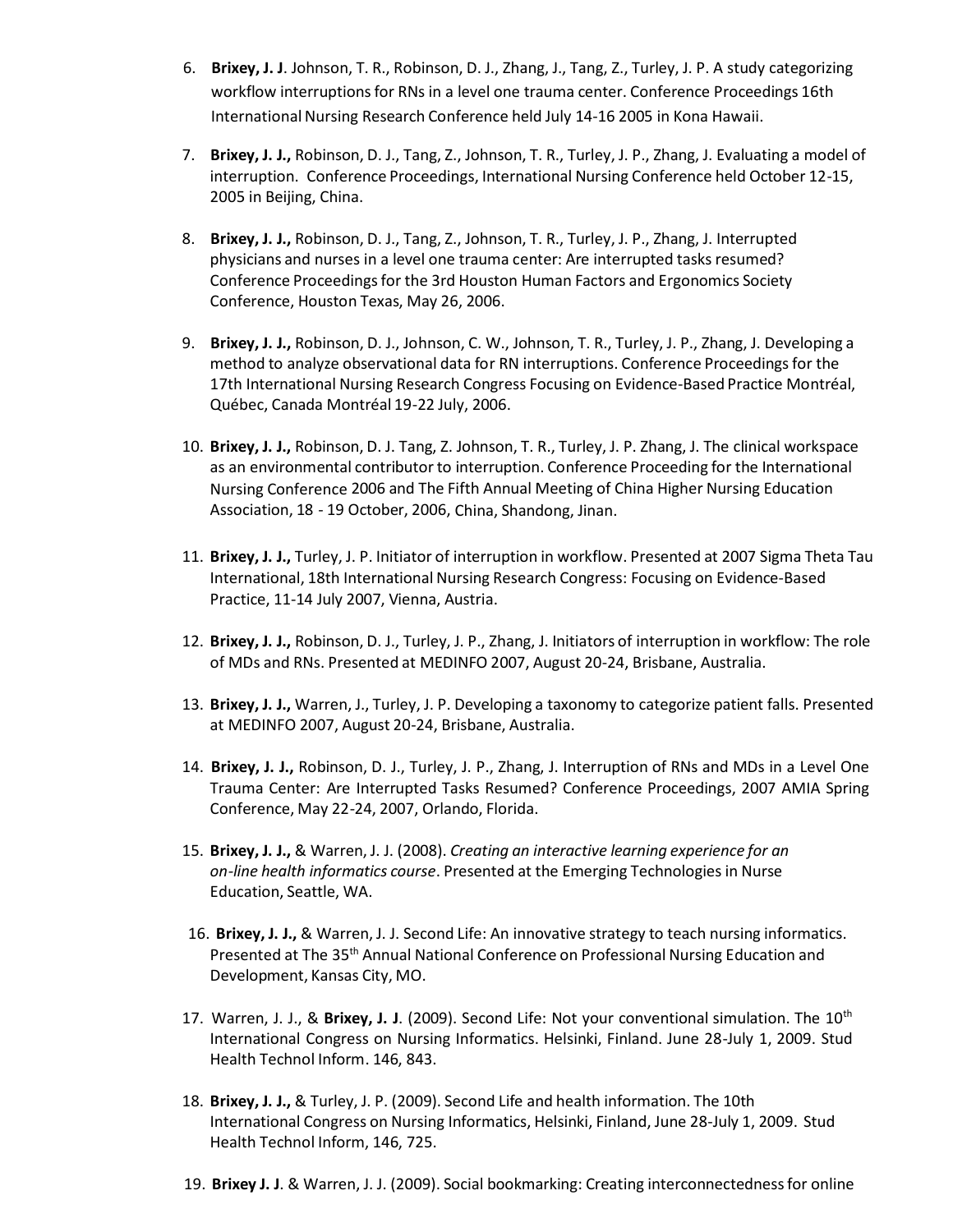6. **Brixey, J. J**. Johnson, T. R., Robinson, D. J., Zhang, J., Tang, Z., Turley, J. P. A study categorizing workflow interruptions for RNs in a level one trauma center. Conference Proceedings 16th International Nursing Research Conference held July 14-16 2005 in Kona Hawaii.

7. **Brixey, J. J.,** Robinson, D. J., Tang, Z., Johnson, T. R., Turley, J. P., Zhang, J. Evaluating a model of interruption. Conference Proceedings, International Nursing Conference held October 12-15, 2005 in Beijing, China.

8. **Brixey, J. J.,** Robinson, D. J., Tang, Z., Johnson, T. R., Turley, J. P., Zhang, J. Interrupted physicians and nurses in a level one trauma center: Are interrupted tasks resumed? Conference Proceedings for the 3rd Houston Human Factors and Ergonomics Society Conference, Houston Texas, May 26, 2006.

9. **Brixey, J. J.,** Robinson, D. J., Johnson, C. W., Johnson, T. R., Turley, J. P., Zhang, J. Developing a method to analyze observational data for RN interruptions. Conference Proceedings for the 17th International Nursing Research Congress Focusing on Evidence-Based Practice Montréal, Québec, Canada Montréal 19-22 July, 2006.

10. **Brixey, J. J.,** Robinson, D. J. Tang, Z. Johnson, T. R., Turley, J. P. Zhang, J. The clinical workspace as an environmental contributor to interruption. Conference Proceeding for the International Nursing Conference 2006 and The Fifth Annual Meeting of China Higher Nursing Education Association, 18 - 19 October, 2006, China, Shandong, Jinan.

11. **Brixey, J. J.,** Turley, J. P. Initiator of interruption in workflow. Presented at 2007 Sigma Theta Tau International, 18th International Nursing Research Congress: Focusing on Evidence-Based Practice, 11-14 July 2007, Vienna, Austria.

12. **Brixey, J. J.,** Robinson, D. J., Turley, J. P., Zhang, J. Initiators of interruption in workflow: The role of MDs and RNs. Presented at MEDINFO 2007, August 20-24, Brisbane, Australia.

13. **Brixey, J. J.,** Warren, J., Turley, J. P. Developing a taxonomy to categorize patient falls. Presented at MEDINFO 2007, August 20-24, Brisbane, Australia.

14. **Brixey, J. J.,** Robinson, D. J., Turley, J. P., Zhang, J. Interruption of RNs and MDs in a Level One Trauma Center: Are Interrupted Tasks Resumed? Conference Proceedings, 2007 AMIA Spring Conference, May 22-24, 2007, Orlando, Florida.

15. **Brixey, J. J.,** & Warren, J. J. (2008). *Creating an interactive learning experience for an on-line health informatics course*. Presented at the Emerging Technologies in Nurse Education, Seattle, WA.

16. **Brixey, J. J.,** & Warren, J. J. Second Life: An innovative strategy to teach nursing informatics. Presented at The 35th Annual National Conference on Professional Nursing Education and Development, Kansas City, MO.

17. Warren, J. J., & **Brixey, J. J**. (2009). Second Life: Not your conventional simulation. The 10th International Congress on Nursing Informatics. Helsinki, Finland. June 28-July 1, 2009. Stud Health Technol Inform. 146, 843.

18. **Brixey, J. J.,** & Turley, J. P. (2009). Second Life and health information. The 10th International Congress on Nursing Informatics, Helsinki, Finland, June 28-July 1, 2009. Stud Health Technol Inform, 146, 725.

19. **Brixey J. J**. & Warren, J. J. (2009). Social bookmarking: Creating interconnectedness for online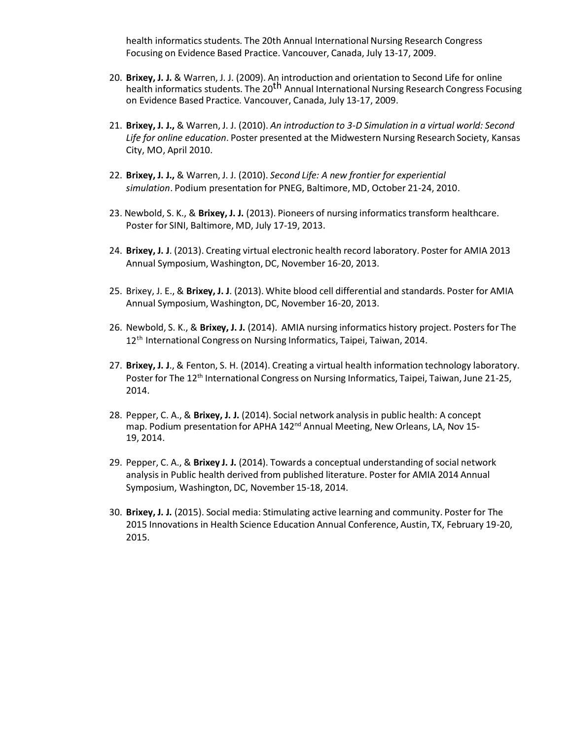health informatics students. The 20th Annual International Nursing Research Congress Focusing on Evidence Based Practice. Vancouver, Canada, July 13-17, 2009.

20. **Brixey, J. J.** & Warren, J. J. (2009). An introduction and orientation to Second Life for online health informatics students. The 20th Annual International Nursing Research Congress Focusing on Evidence Based Practice. Vancouver, Canada, July 13-17, 2009.

21. **Brixey, J. J.,** & Warren, J. J. (2010). *An introduction to 3-D Simulation in a virtual world: Second Life for online education*. Poster presented at the Midwestern Nursing Research Society, Kansas City, MO, April 2010.

22. **Brixey, J. J.,** & Warren, J. J. (2010). *Second Life: A new frontier for experiential simulation*. Podium presentation for PNEG, Baltimore, MD, October 21-24, 2010.

23. Newbold, S. K., & **Brixey, J. J.** (2013). Pioneers of nursing informatics transform healthcare. Poster for SINI, Baltimore, MD, July 17-19, 2013.

24. **Brixey, J. J**. (2013). Creating virtual electronic health record laboratory. Poster for AMIA 2013 Annual Symposium, Washington, DC, November 16-20, 2013.

25. Brixey, J. E., & **Brixey, J. J**. (2013). White blood cell differential and standards. Poster for AMIA Annual Symposium, Washington, DC, November 16-20, 2013.

26. Newbold, S. K., & **Brixey, J. J.** (2014). AMIA nursing informatics history project. Posters for The 12th International Congress on Nursing Informatics, Taipei, Taiwan, 2014.

27. **Brixey, J. J**., & Fenton, S. H. (2014). Creating a virtual health information technology laboratory. Poster for The 12th International Congress on Nursing Informatics, Taipei, Taiwan, June 21-25, 2014.

28. Pepper, C. A., & **Brixey, J. J.** (2014). Social network analysis in public health: A concept map. Podium presentation for APHA 142nd Annual Meeting, New Orleans, LA, Nov 15-19, 2014.

29. Pepper, C. A., & **Brixey J. J.** (2014). Towards a conceptual understanding of social network analysis in Public health derived from published literature. Poster for AMIA 2014 Annual Symposium, Washington, DC, November 15-18, 2014.

30. **Brixey, J. J.** (2015). Social media: Stimulating active learning and community. Poster for The 2015 Innovations in Health Science Education Annual Conference, Austin, TX, February 19-20, 2015.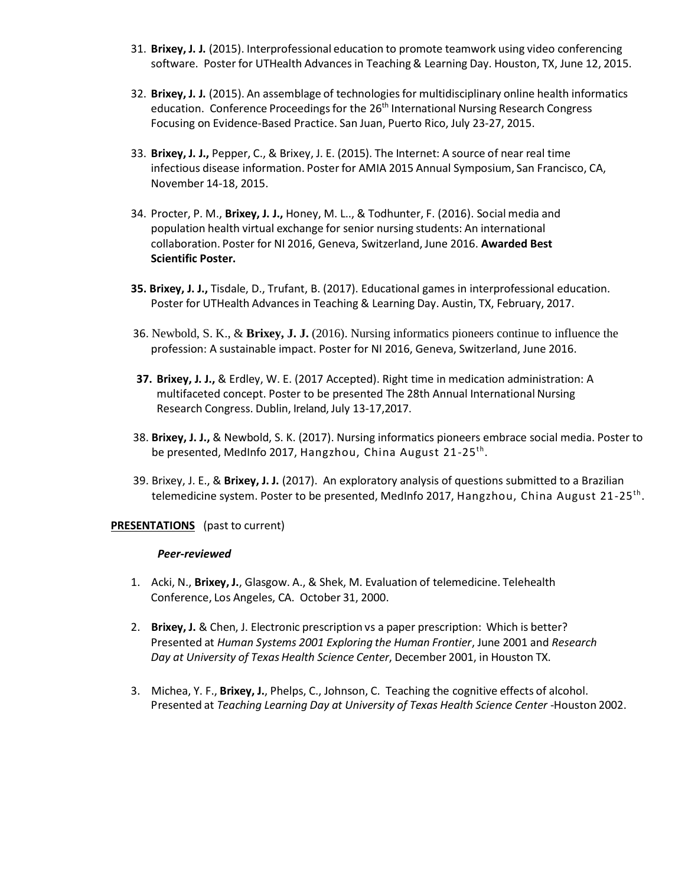31. **Brixey, J. J.** (2015). Interprofessional education to promote teamwork using video conferencing software. Poster for UTHealth Advances in Teaching & Learning Day. Houston, TX, June 12, 2015.

32. **Brixey, J. J.** (2015). An assemblage of technologies for multidisciplinary online health informatics education. Conference Proceedings for the 26th International Nursing Research Congress Focusing on Evidence-Based Practice. San Juan, Puerto Rico, July 23-27, 2015.

33. **Brixey, J. J.,** Pepper, C., & Brixey, J. E. (2015). The Internet: A source of near real time infectious disease information. Poster for AMIA 2015 Annual Symposium, San Francisco, CA, November 14-18, 2015.

34. Procter, P. M., **Brixey, J. J.,** Honey, M. L.., & Todhunter, F. (2016). Social media and population health virtual exchange for senior nursing students: An international collaboration. Poster for NI 2016, Geneva, Switzerland, June 2016. **Awarded Best Scientific Poster.**

35. **Brixey, J. J.,** Tisdale, D., Trufant, B. (2017). Educational games in interprofessional education. Poster for UTHealth Advances in Teaching & Learning Day. Austin, TX, February, 2017.

36. Newbold, S. K., & **Brixey, J. J.** (2016). Nursing informatics pioneers continue to influence the profession: A sustainable impact. Poster for NI 2016, Geneva, Switzerland, June 2016.

37. **Brixey, J. J.,** & Erdley, W. E. (2017 Accepted). Right time in medication administration: A multifaceted concept. Poster to be presented The 28th Annual International Nursing Research Congress. Dublin, Ireland, July 13-17,2017.

38. **Brixey, J. J.,** & Newbold, S. K. (2017). Nursing informatics pioneers embrace social media. Poster to be presented, MedInfo 2017, Hangzhou, China August 21-25th.

39. Brixey, J. E., & **Brixey, J. J.** (2017). An exploratory analysis of questions submitted to a Brazilian telemedicine system. Poster to be presented, MedInfo 2017, Hangzhou, China August 21-25th.

**PRESENTATIONS** (past to current)

***Peer-reviewed***

1. Acki, N., **Brixey, J.**, Glasgow. A., & Shek, M. Evaluation of telemedicine. Telehealth Conference, Los Angeles, CA. October 31, 2000.

2. **Brixey, J.** & Chen, J. Electronic prescription vs a paper prescription: Which is better? Presented at *Human Systems 2001 Exploring the Human Frontier*, June 2001 and *Research Day at University of Texas Health Science Center*, December 2001, in Houston TX.

3. Michea, Y. F., **Brixey, J.**, Phelps, C., Johnson, C. Teaching the cognitive effects of alcohol. Presented at *Teaching Learning Day at University of Texas Health Science Center* -Houston 2002.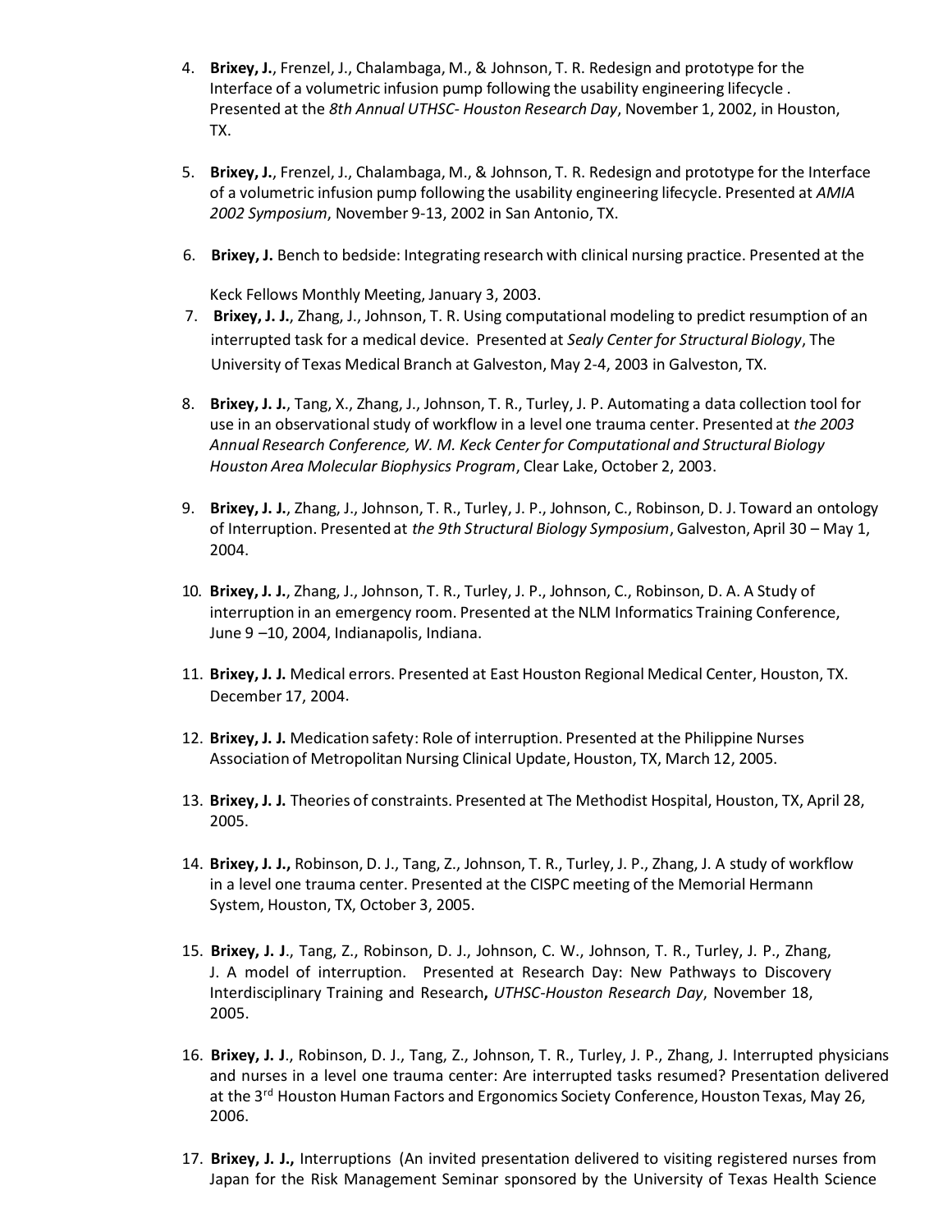4. **Brixey, J.**, Frenzel, J., Chalambaga, M., & Johnson, T. R. Redesign and prototype for the Interface of a volumetric infusion pump following the usability engineering lifecycle . Presented at the *8th Annual UTHSC- Houston Research Day*, November 1, 2002, in Houston, TX.

5. **Brixey, J.**, Frenzel, J., Chalambaga, M., & Johnson, T. R. Redesign and prototype for the Interface of a volumetric infusion pump following the usability engineering lifecycle. Presented at *AMIA 2002 Symposium*, November 9-13, 2002 in San Antonio, TX.

6. **Brixey, J.** Bench to bedside: Integrating research with clinical nursing practice. Presented at the Keck Fellows Monthly Meeting, January 3, 2003.

7. **Brixey, J. J.**, Zhang, J., Johnson, T. R. Using computational modeling to predict resumption of an interrupted task for a medical device. Presented at *Sealy Center for Structural Biology*, The University of Texas Medical Branch at Galveston, May 2-4, 2003 in Galveston, TX.

8. **Brixey, J. J.**, Tang, X., Zhang, J., Johnson, T. R., Turley, J. P. Automating a data collection tool for use in an observational study of workflow in a level one trauma center. Presented at *the 2003 Annual Research Conference, W. M. Keck Center for Computational and Structural Biology Houston Area Molecular Biophysics Program*, Clear Lake, October 2, 2003.

9. **Brixey, J. J.**, Zhang, J., Johnson, T. R., Turley, J. P., Johnson, C., Robinson, D. J. Toward an ontology of Interruption. Presented at *the 9th Structural Biology Symposium*, Galveston, April 30 – May 1, 2004.

10. **Brixey, J. J.**, Zhang, J., Johnson, T. R., Turley, J. P., Johnson, C., Robinson, D. A. A Study of interruption in an emergency room. Presented at the NLM Informatics Training Conference, June 9 –10, 2004, Indianapolis, Indiana.

11. **Brixey, J. J.** Medical errors. Presented at East Houston Regional Medical Center, Houston, TX. December 17, 2004.

12. **Brixey, J. J.** Medication safety: Role of interruption. Presented at the Philippine Nurses Association of Metropolitan Nursing Clinical Update, Houston, TX, March 12, 2005.

13. **Brixey, J. J.** Theories of constraints. Presented at The Methodist Hospital, Houston, TX, April 28, 2005.

14. **Brixey, J. J.,** Robinson, D. J., Tang, Z., Johnson, T. R., Turley, J. P., Zhang, J. A study of workflow in a level one trauma center. Presented at the CISPC meeting of the Memorial Hermann System, Houston, TX, October 3, 2005.

15. **Brixey, J. J**., Tang, Z., Robinson, D. J., Johnson, C. W., Johnson, T. R., Turley, J. P., Zhang, J. A model of interruption. Presented at Research Day: New Pathways to Discovery Interdisciplinary Training and Research**,** *UTHSC-Houston Research Day*, November 18, 2005.

16. **Brixey, J. J**., Robinson, D. J., Tang, Z., Johnson, T. R., Turley, J. P., Zhang, J. Interrupted physicians and nurses in a level one trauma center: Are interrupted tasks resumed? Presentation delivered at the 3rd Houston Human Factors and Ergonomics Society Conference, Houston Texas, May 26, 2006.

17. **Brixey, J. J.,** Interruptions (An invited presentation delivered to visiting registered nurses from Japan for the Risk Management Seminar sponsored by the University of Texas Health Science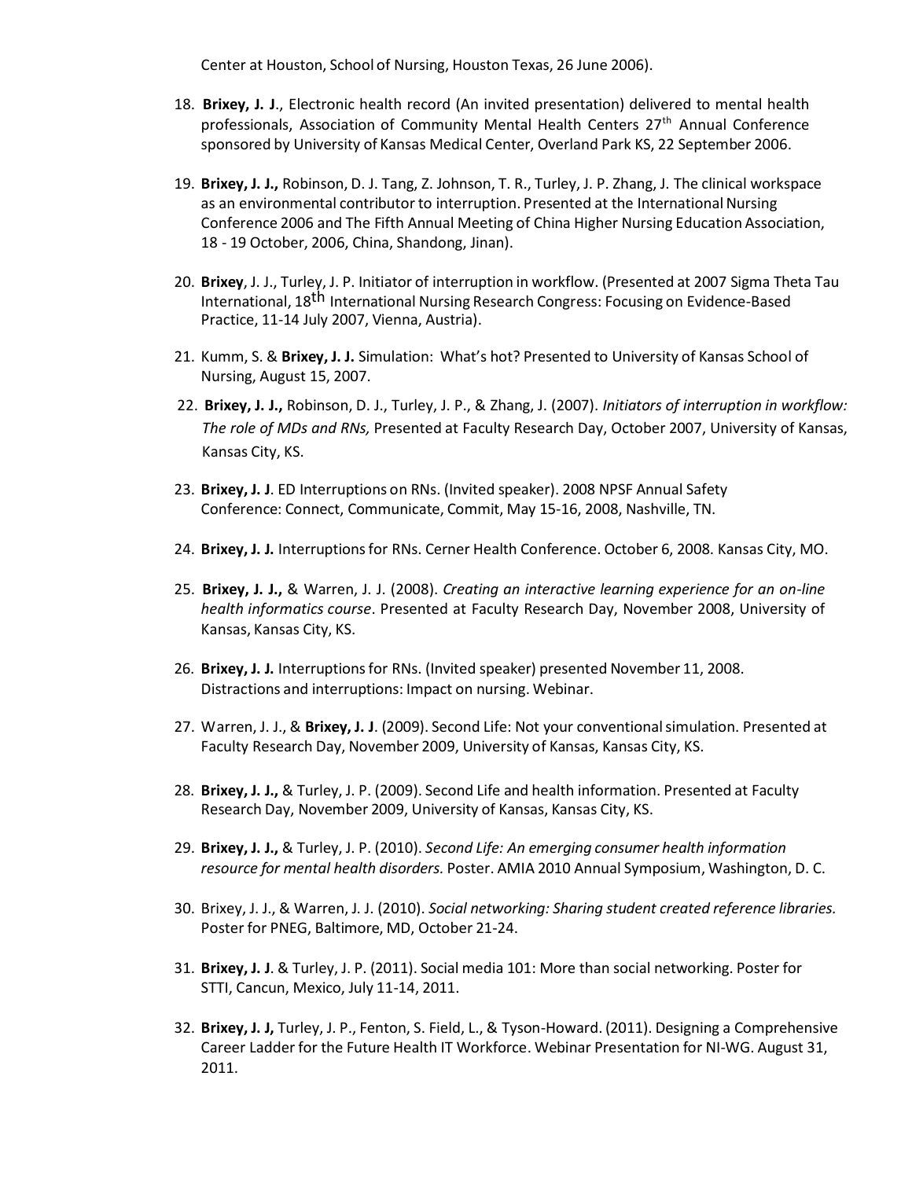Center at Houston, School of Nursing, Houston Texas, 26 June 2006).

18. **Brixey, J. J**., Electronic health record (An invited presentation) delivered to mental health professionals, Association of Community Mental Health Centers 27th Annual Conference sponsored by University of Kansas Medical Center, Overland Park KS, 22 September 2006.

19. **Brixey, J. J.,** Robinson, D. J. Tang, Z. Johnson, T. R., Turley, J. P. Zhang, J. The clinical workspace as an environmental contributor to interruption. Presented at the International Nursing Conference 2006 and The Fifth Annual Meeting of China Higher Nursing Education Association, 18 - 19 October, 2006, China, Shandong, Jinan).

20. **Brixey**, J. J., Turley, J. P. Initiator of interruption in workflow. (Presented at 2007 Sigma Theta Tau International, 18th International Nursing Research Congress: Focusing on Evidence-Based Practice, 11-14 July 2007, Vienna, Austria).

21. Kumm, S. & **Brixey, J. J.** Simulation: What's hot? Presented to University of Kansas School of Nursing, August 15, 2007.

22. **Brixey, J. J.,** Robinson, D. J., Turley, J. P., & Zhang, J. (2007). *Initiators of interruption in workflow: The role of MDs and RNs,* Presented at Faculty Research Day, October 2007, University of Kansas, Kansas City, KS.

23. **Brixey, J. J**. ED Interruptions on RNs. (Invited speaker). 2008 NPSF Annual Safety Conference: Connect, Communicate, Commit, May 15-16, 2008, Nashville, TN.

24. **Brixey, J. J.** Interruptions for RNs. Cerner Health Conference. October 6, 2008. Kansas City, MO.

25. **Brixey, J. J.,** & Warren, J. J. (2008). *Creating an interactive learning experience for an on-line health informatics course*. Presented at Faculty Research Day, November 2008, University of Kansas, Kansas City, KS.

26. **Brixey, J. J.** Interruptions for RNs. (Invited speaker) presented November 11, 2008. Distractions and interruptions: Impact on nursing. Webinar.

27. Warren, J. J., & **Brixey, J. J**. (2009). Second Life: Not your conventional simulation. Presented at Faculty Research Day, November 2009, University of Kansas, Kansas City, KS.

28. **Brixey, J. J.,** & Turley, J. P. (2009). Second Life and health information. Presented at Faculty Research Day, November 2009, University of Kansas, Kansas City, KS.

29. **Brixey, J. J.,** & Turley, J. P. (2010). *Second Life: An emerging consumer health information resource for mental health disorders.* Poster. AMIA 2010 Annual Symposium, Washington, D. C.

30. Brixey, J. J., & Warren, J. J. (2010). *Social networking: Sharing student created reference libraries.* Poster for PNEG, Baltimore, MD, October 21-24.

31. **Brixey, J. J**. & Turley, J. P. (2011). Social media 101: More than social networking. Poster for STTI, Cancun, Mexico, July 11-14, 2011.

32. **Brixey, J. J,** Turley, J. P., Fenton, S. Field, L., & Tyson-Howard. (2011). Designing a Comprehensive Career Ladder for the Future Health IT Workforce. Webinar Presentation for NI-WG. August 31, 2011.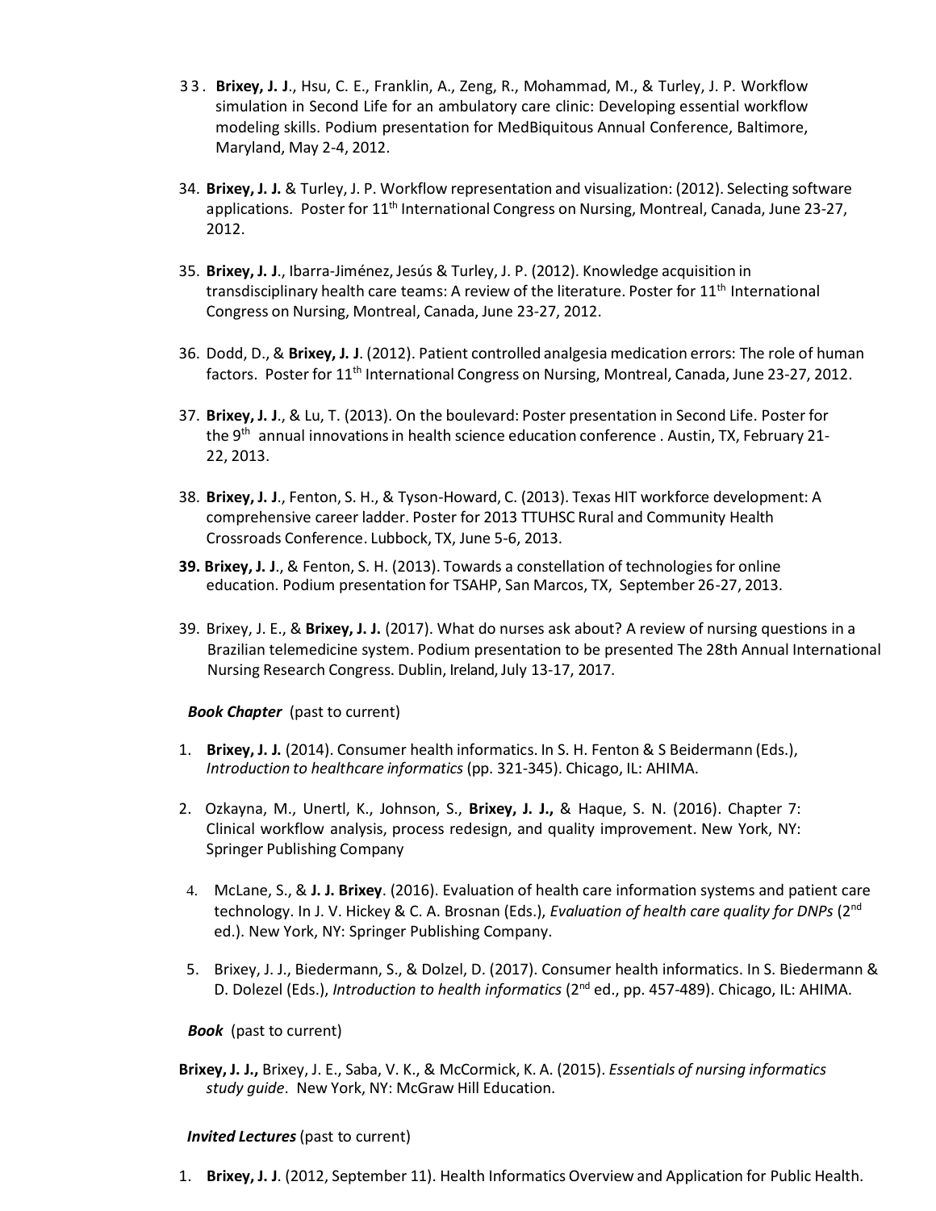33. **Brixey, J. J**., Hsu, C. E., Franklin, A., Zeng, R., Mohammad, M., & Turley, J. P. Workflow simulation in Second Life for an ambulatory care clinic: Developing essential workflow modeling skills. Podium presentation for MedBiquitous Annual Conference, Baltimore, Maryland, May 2-4, 2012.

34. **Brixey, J. J.** & Turley, J. P. Workflow representation and visualization: (2012). Selecting software applications. Poster for 11th International Congress on Nursing, Montreal, Canada, June 23-27, 2012.

35. **Brixey, J. J**., Ibarra-Jiménez, Jesús & Turley, J. P. (2012). Knowledge acquisition in transdisciplinary health care teams: A review of the literature. Poster for 11th International Congress on Nursing, Montreal, Canada, June 23-27, 2012.

36. Dodd, D., & **Brixey, J. J**. (2012). Patient controlled analgesia medication errors: The role of human factors. Poster for 11th International Congress on Nursing, Montreal, Canada, June 23-27, 2012.

37. **Brixey, J. J**., & Lu, T. (2013). On the boulevard: Poster presentation in Second Life. Poster for the 9th annual innovations in health science education conference . Austin, TX, February 21-22, 2013.

38. **Brixey, J. J**., Fenton, S. H., & Tyson-Howard, C. (2013). Texas HIT workforce development: A comprehensive career ladder. Poster for 2013 TTUHSC Rural and Community Health Crossroads Conference. Lubbock, TX, June 5-6, 2013.

**39. Brixey, J. J**., & Fenton, S. H. (2013). Towards a constellation of technologies for online education. Podium presentation for TSAHP, San Marcos, TX, September 26-27, 2013.

39. Brixey, J. E., & **Brixey, J. J.** (2017). What do nurses ask about? A review of nursing questions in a Brazilian telemedicine system. Podium presentation to be presented The 28th Annual International Nursing Research Congress. Dublin, Ireland, July 13-17, 2017.

***Book Chapter*** (past to current)

1. **Brixey, J. J.** (2014). Consumer health informatics. In S. H. Fenton & S Beidermann (Eds.), *Introduction to healthcare informatics* (pp. 321-345). Chicago, IL: AHIMA.

2. Ozkayna, M., Unertl, K., Johnson, S., **Brixey, J. J.,** & Haque, S. N. (2016). Chapter 7: Clinical workflow analysis, process redesign, and quality improvement. New York, NY: Springer Publishing Company

4. McLane, S., & **J. J. Brixey**. (2016). Evaluation of health care information systems and patient care technology. In J. V. Hickey & C. A. Brosnan (Eds.), *Evaluation of health care quality for DNPs* (2nd ed.). New York, NY: Springer Publishing Company.

5. Brixey, J. J., Biedermann, S., & Dolzel, D. (2017). Consumer health informatics. In S. Biedermann & D. Dolezel (Eds.), *Introduction to health informatics* (2nd ed., pp. 457-489). Chicago, IL: AHIMA.

***Book*** (past to current)

**Brixey, J. J.,** Brixey, J. E., Saba, V. K., & McCormick, K. A. (2015). *Essentials of nursing informatics study guide*. New York, NY: McGraw Hill Education.

***Invited Lectures*** (past to current)

1. **Brixey, J. J**. (2012, September 11). Health Informatics Overview and Application for Public Health.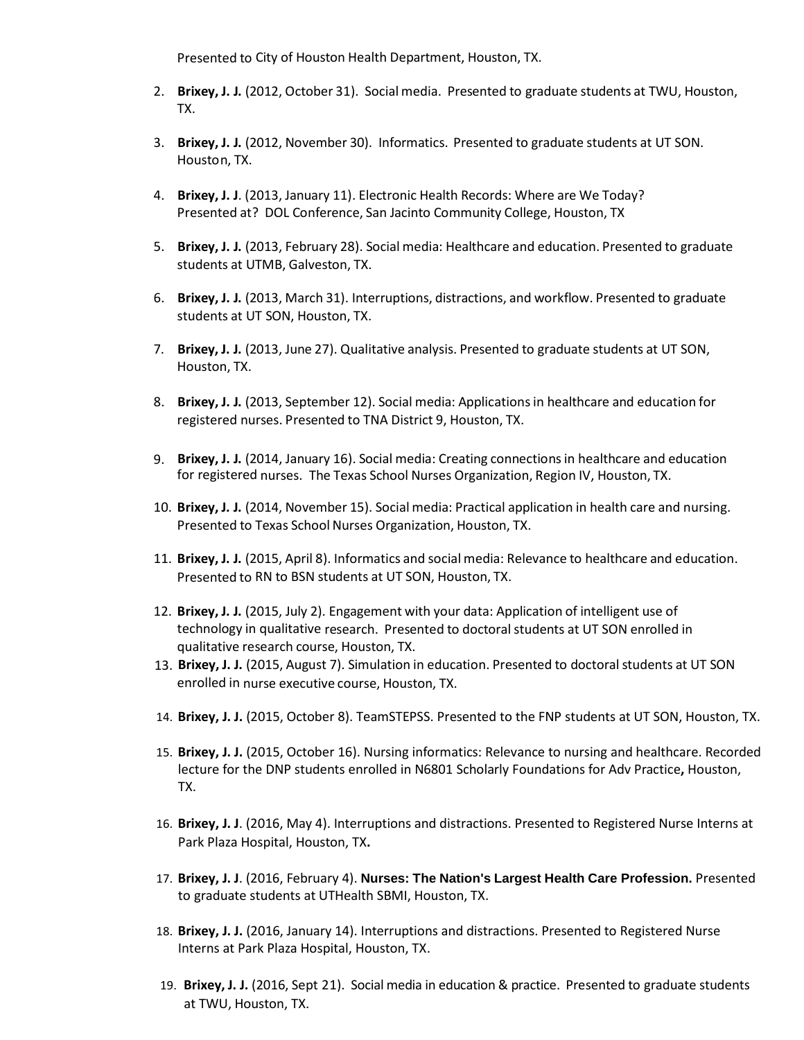Presented to City of Houston Health Department, Houston, TX.

2. **Brixey, J. J.** (2012, October 31). Social media. Presented to graduate students at TWU, Houston, TX.

3. **Brixey, J. J.** (2012, November 30). Informatics. Presented to graduate students at UT SON. Houston, TX.

4. **Brixey, J. J**. (2013, January 11). Electronic Health Records: Where are We Today? Presented at? DOL Conference, San Jacinto Community College, Houston, TX

5. **Brixey, J. J.** (2013, February 28). Social media: Healthcare and education. Presented to graduate students at UTMB, Galveston, TX.

6. **Brixey, J. J.** (2013, March 31). Interruptions, distractions, and workflow. Presented to graduate students at UT SON, Houston, TX.

7. **Brixey, J. J.** (2013, June 27). Qualitative analysis. Presented to graduate students at UT SON, Houston, TX.

8. **Brixey, J. J.** (2013, September 12). Social media: Applications in healthcare and education for registered nurses. Presented to TNA District 9, Houston, TX.

9. **Brixey, J. J.** (2014, January 16). Social media: Creating connections in healthcare and education for registered nurses. The Texas School Nurses Organization, Region IV, Houston, TX.

10. **Brixey, J. J.** (2014, November 15). Social media: Practical application in health care and nursing. Presented to Texas School Nurses Organization, Houston, TX.

11. **Brixey, J. J.** (2015, April 8). Informatics and social media: Relevance to healthcare and education. Presented to RN to BSN students at UT SON, Houston, TX.

12. **Brixey, J. J.** (2015, July 2). Engagement with your data: Application of intelligent use of technology in qualitative research. Presented to doctoral students at UT SON enrolled in qualitative research course, Houston, TX.
13. **Brixey, J. J.** (2015, August 7). Simulation in education. Presented to doctoral students at UT SON enrolled in nurse executive course, Houston, TX.

14. **Brixey, J. J.** (2015, October 8). TeamSTEPSS. Presented to the FNP students at UT SON, Houston, TX.

15. **Brixey, J. J.** (2015, October 16). Nursing informatics: Relevance to nursing and healthcare. Recorded lecture for the DNP students enrolled in N6801 Scholarly Foundations for Adv Practice**,** Houston, TX.

16. **Brixey, J. J**. (2016, May 4). Interruptions and distractions. Presented to Registered Nurse Interns at Park Plaza Hospital, Houston, TX**.**

17. **Brixey, J. J**. (2016, February 4). **Nurses: The Nation's Largest Health Care Profession.** Presented to graduate students at UTHealth SBMI, Houston, TX.

18. **Brixey, J. J.** (2016, January 14). Interruptions and distractions. Presented to Registered Nurse Interns at Park Plaza Hospital, Houston, TX.

19. **Brixey, J. J.** (2016, Sept 21). Social media in education & practice. Presented to graduate students at TWU, Houston, TX.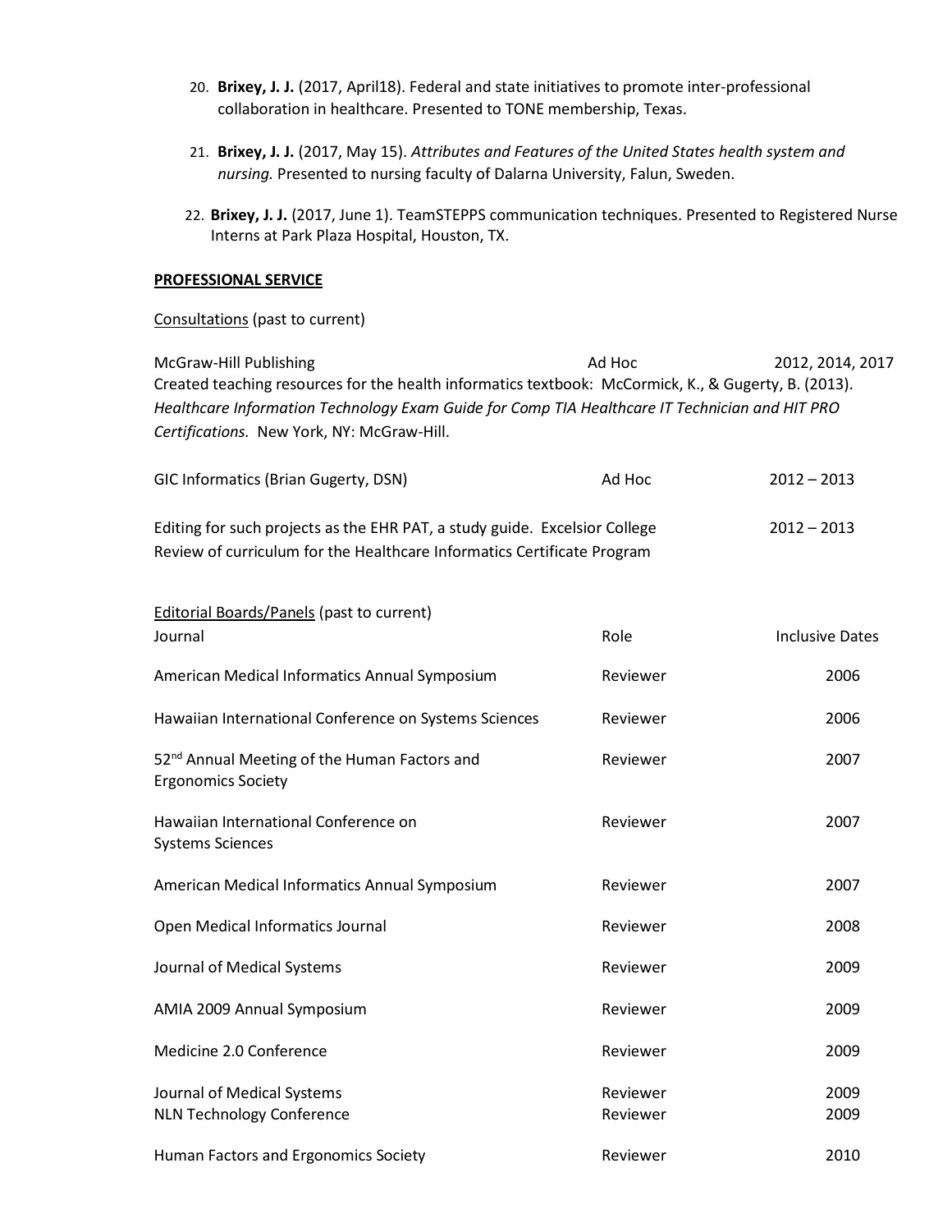20. **Brixey, J. J.** (2017, April18). Federal and state initiatives to promote inter-professional collaboration in healthcare. Presented to TONE membership, Texas.

21. **Brixey, J. J.** (2017, May 15). *Attributes and Features of the United States health system and nursing.* Presented to nursing faculty of Dalarna University, Falun, Sweden.

22. **Brixey, J. J.** (2017, June 1). TeamSTEPPS communication techniques. Presented to Registered Nurse Interns at Park Plaza Hospital, Houston, TX.

**PROFESSIONAL SERVICE**

Consultations (past to current)

| | | |
|---|---|---|
| McGraw-Hill Publishing | Ad Hoc | 2012, 2014, 2017 |

Created teaching resources for the health informatics textbook: McCormick, K., & Gugerty, B. (2013). *Healthcare Information Technology Exam Guide for Comp TIA Healthcare IT Technician and HIT PRO Certifications.* New York, NY: McGraw-Hill.

| | | |
|---|---|---|
| GIC Informatics (Brian Gugerty, DSN) | Ad Hoc | 2012 – 2013 |

Editing for such projects as the EHR PAT, a study guide. Excelsior College — 2012 – 2013
Review of curriculum for the Healthcare Informatics Certificate Program

Editorial Boards/Panels (past to current)

| Journal | Role | Inclusive Dates |
|---|---|---|
| American Medical Informatics Annual Symposium | Reviewer | 2006 |
| Hawaiian International Conference on Systems Sciences | Reviewer | 2006 |
| 52nd Annual Meeting of the Human Factors and Ergonomics Society | Reviewer | 2007 |
| Hawaiian International Conference on Systems Sciences | Reviewer | 2007 |
| American Medical Informatics Annual Symposium | Reviewer | 2007 |
| Open Medical Informatics Journal | Reviewer | 2008 |
| Journal of Medical Systems | Reviewer | 2009 |
| AMIA 2009 Annual Symposium | Reviewer | 2009 |
| Medicine 2.0 Conference | Reviewer | 2009 |
| Journal of Medical Systems | Reviewer | 2009 |
| NLN Technology Conference | Reviewer | 2009 |
| Human Factors and Ergonomics Society | Reviewer | 2010 |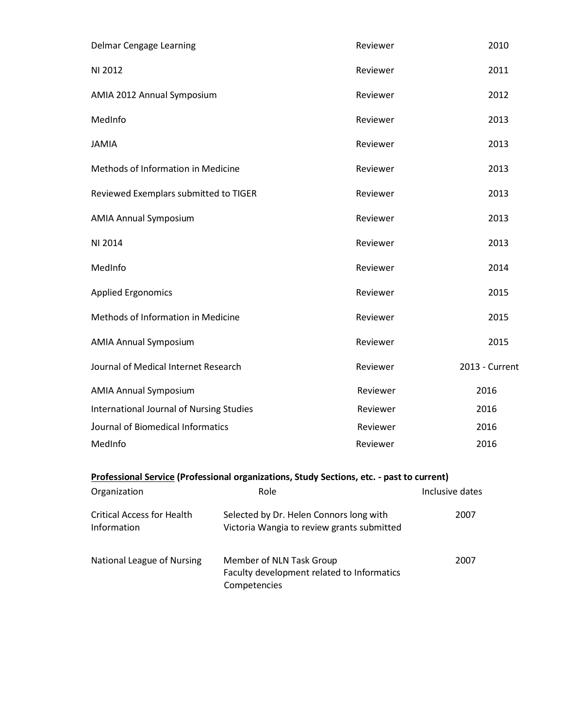| | | |
|---|---|---|
| Delmar Cengage Learning | Reviewer | 2010 |
| NI 2012 | Reviewer | 2011 |
| AMIA 2012 Annual Symposium | Reviewer | 2012 |
| MedInfo | Reviewer | 2013 |
| JAMIA | Reviewer | 2013 |
| Methods of Information in Medicine | Reviewer | 2013 |
| Reviewed Exemplars submitted to TIGER | Reviewer | 2013 |
| AMIA Annual Symposium | Reviewer | 2013 |
| NI 2014 | Reviewer | 2013 |
| MedInfo | Reviewer | 2014 |
| Applied Ergonomics | Reviewer | 2015 |
| Methods of Information in Medicine | Reviewer | 2015 |
| AMIA Annual Symposium | Reviewer | 2015 |
| Journal of Medical Internet Research | Reviewer | 2013 - Current |
| AMIA Annual Symposium | Reviewer | 2016 |
| International Journal of Nursing Studies | Reviewer | 2016 |
| Journal of Biomedical Informatics | Reviewer | 2016 |
| MedInfo | Reviewer | 2016 |

**<u>Professional Service</u> (Professional organizations, Study Sections, etc. - past to current)**

| Organization | Role | Inclusive dates |
|---|---|---|
| Critical Access for Health Information | Selected by Dr. Helen Connors long with Victoria Wangia to review grants submitted | 2007 |
| National League of Nursing | Member of NLN Task Group Faculty development related to Informatics Competencies | 2007 |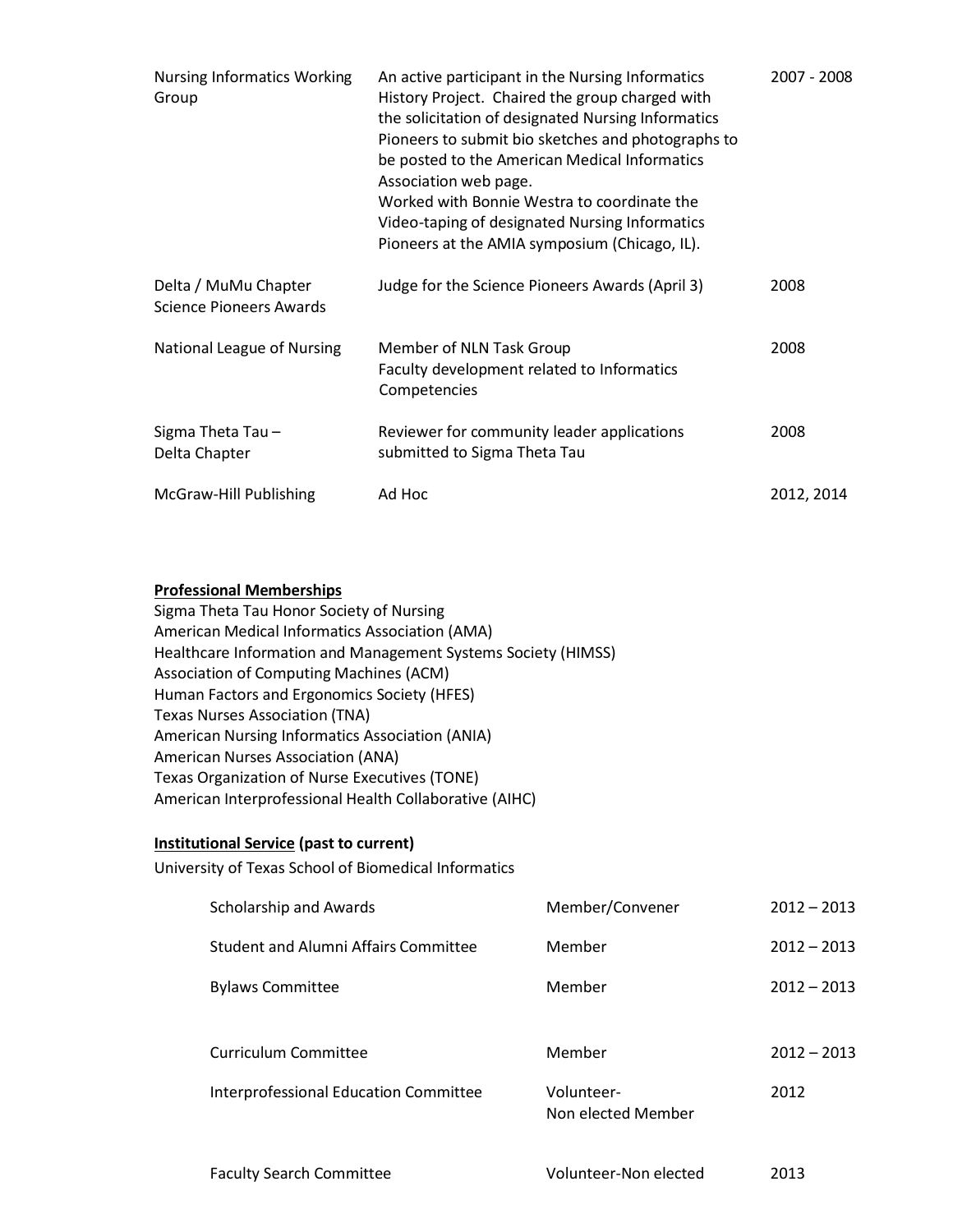| | | |
|---|---|---|
| Nursing Informatics Working Group | An active participant in the Nursing Informatics History Project. Chaired the group charged with the solicitation of designated Nursing Informatics Pioneers to submit bio sketches and photographs to be posted to the American Medical Informatics Association web page.<br>Worked with Bonnie Westra to coordinate the Video-taping of designated Nursing Informatics Pioneers at the AMIA symposium (Chicago, IL). | 2007 - 2008 |
| Delta / MuMu Chapter Science Pioneers Awards | Judge for the Science Pioneers Awards (April 3) | 2008 |
| National League of Nursing | Member of NLN Task Group<br>Faculty development related to Informatics Competencies | 2008 |
| Sigma Theta Tau – Delta Chapter | Reviewer for community leader applications submitted to Sigma Theta Tau | 2008 |
| McGraw-Hill Publishing | Ad Hoc | 2012, 2014 |

**Professional Memberships**

Sigma Theta Tau Honor Society of Nursing
American Medical Informatics Association (AMA)
Healthcare Information and Management Systems Society (HIMSS)
Association of Computing Machines (ACM)
Human Factors and Ergonomics Society (HFES)
Texas Nurses Association (TNA)
American Nursing Informatics Association (ANIA)
American Nurses Association (ANA)
Texas Organization of Nurse Executives (TONE)
American Interprofessional Health Collaborative (AIHC)

**Institutional Service (past to current)**

University of Texas School of Biomedical Informatics

| | | |
|---|---|---|
| Scholarship and Awards | Member/Convener | 2012 – 2013 |
| Student and Alumni Affairs Committee | Member | 2012 – 2013 |
| Bylaws Committee | Member | 2012 – 2013 |
| Curriculum Committee | Member | 2012 – 2013 |
| Interprofessional Education Committee | Volunteer-<br>Non elected Member | 2012 |
| Faculty Search Committee | Volunteer-Non elected | 2013 |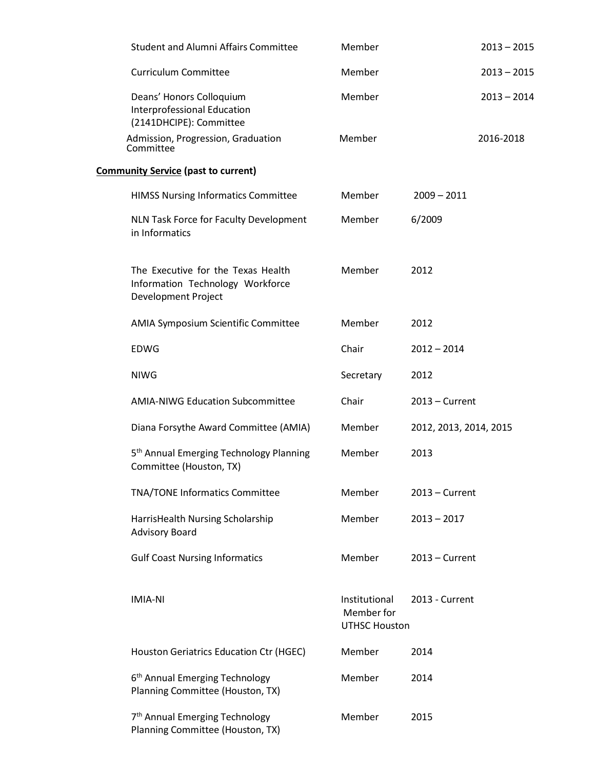| | | |
|---|---|---|
| Student and Alumni Affairs Committee | Member | 2013 – 2015 |
| Curriculum Committee | Member | 2013 – 2015 |
| Deans' Honors Colloquium Interprofessional Education (2141DHCIPE): Committee | Member | 2013 – 2014 |
| Admission, Progression, Graduation Committee | Member | 2016-2018 |

**Community Service (past to current)**

| | | |
|---|---|---|
| HIMSS Nursing Informatics Committee | Member | 2009 – 2011 |
| NLN Task Force for Faculty Development in Informatics | Member | 6/2009 |
| The Executive for the Texas Health Information Technology Workforce Development Project | Member | 2012 |
| AMIA Symposium Scientific Committee | Member | 2012 |
| EDWG | Chair | 2012 – 2014 |
| NIWG | Secretary | 2012 |
| AMIA-NIWG Education Subcommittee | Chair | 2013 – Current |
| Diana Forsythe Award Committee (AMIA) | Member | 2012, 2013, 2014, 2015 |
| 5th Annual Emerging Technology Planning Committee (Houston, TX) | Member | 2013 |
| TNA/TONE Informatics Committee | Member | 2013 – Current |
| HarrisHealth Nursing Scholarship Advisory Board | Member | 2013 – 2017 |
| Gulf Coast Nursing Informatics | Member | 2013 – Current |
| IMIA-NI | Institutional Member for UTHSC Houston | 2013 - Current |
| Houston Geriatrics Education Ctr (HGEC) | Member | 2014 |
| 6th Annual Emerging Technology Planning Committee (Houston, TX) | Member | 2014 |
| 7th Annual Emerging Technology Planning Committee (Houston, TX) | Member | 2015 |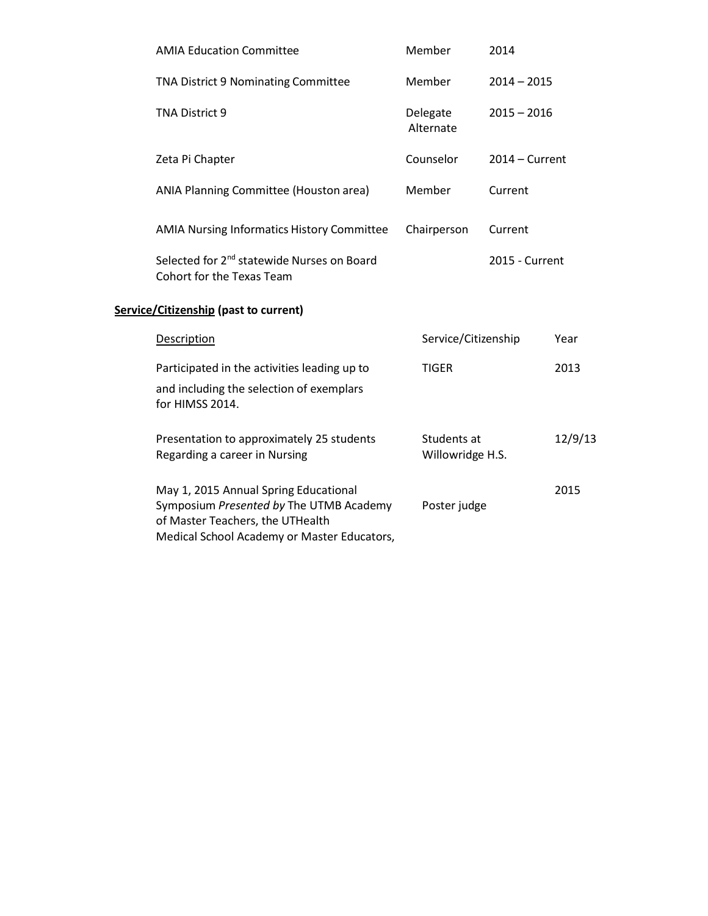| | | |
|---|---|---|
| AMIA Education Committee | Member | 2014 |
| TNA District 9 Nominating Committee | Member | 2014 – 2015 |
| TNA District 9 | Delegate Alternate | 2015 – 2016 |
| Zeta Pi Chapter | Counselor | 2014 – Current |
| ANIA Planning Committee (Houston area) | Member | Current |
| AMIA Nursing Informatics History Committee | Chairperson | Current |
| Selected for 2nd statewide Nurses on Board Cohort for the Texas Team | | 2015 - Current |

**Service/Citizenship (past to current)**

| Description | Service/Citizenship | Year |
|---|---|---|
| Participated in the activities leading up to and including the selection of exemplars for HIMSS 2014. | TIGER | 2013 |
| Presentation to approximately 25 students Regarding a career in Nursing | Students at Willowridge H.S. | 12/9/13 |
| May 1, 2015 Annual Spring Educational Symposium *Presented by* The UTMB Academy of Master Teachers, the UTHealth Medical School Academy or Master Educators, | Poster judge | 2015 |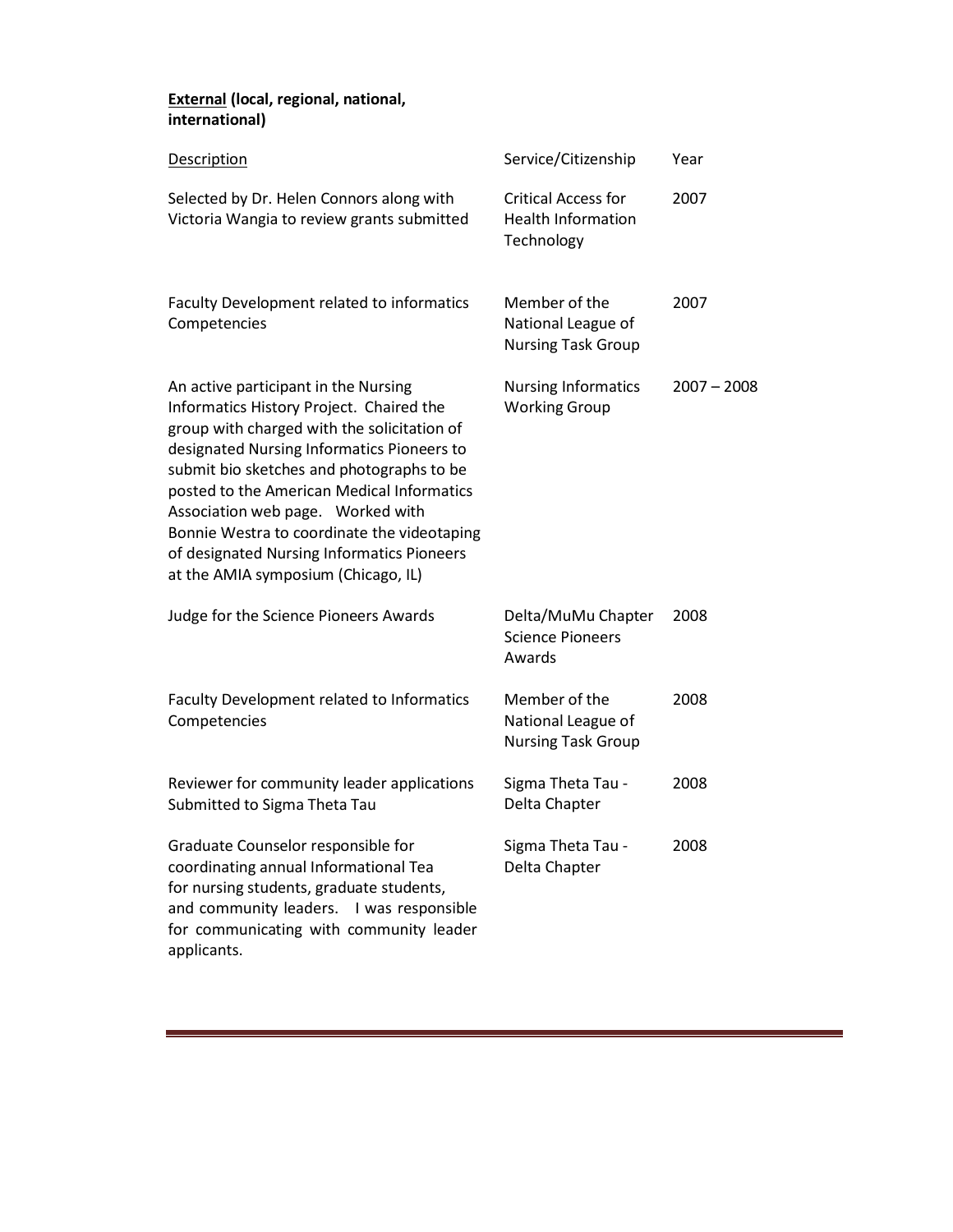**<u>External</u> (local, regional, national, international)**

| <u>Description</u> | Service/Citizenship | Year |
|---|---|---|
| Selected by Dr. Helen Connors along with Victoria Wangia to review grants submitted | Critical Access for Health Information Technology | 2007 |
| Faculty Development related to informatics Competencies | Member of the National League of Nursing Task Group | 2007 |
| An active participant in the Nursing Informatics History Project. Chaired the group with charged with the solicitation of designated Nursing Informatics Pioneers to submit bio sketches and photographs to be posted to the American Medical Informatics Association web page. Worked with Bonnie Westra to coordinate the videotaping of designated Nursing Informatics Pioneers at the AMIA symposium (Chicago, IL) | Nursing Informatics Working Group | 2007 – 2008 |
| Judge for the Science Pioneers Awards | Delta/MuMu Chapter Science Pioneers Awards | 2008 |
| Faculty Development related to Informatics Competencies | Member of the National League of Nursing Task Group | 2008 |
| Reviewer for community leader applications Submitted to Sigma Theta Tau | Sigma Theta Tau - Delta Chapter | 2008 |
| Graduate Counselor responsible for coordinating annual Informational Tea for nursing students, graduate students, and community leaders. I was responsible for communicating with community leader applicants. | Sigma Theta Tau - Delta Chapter | 2008 |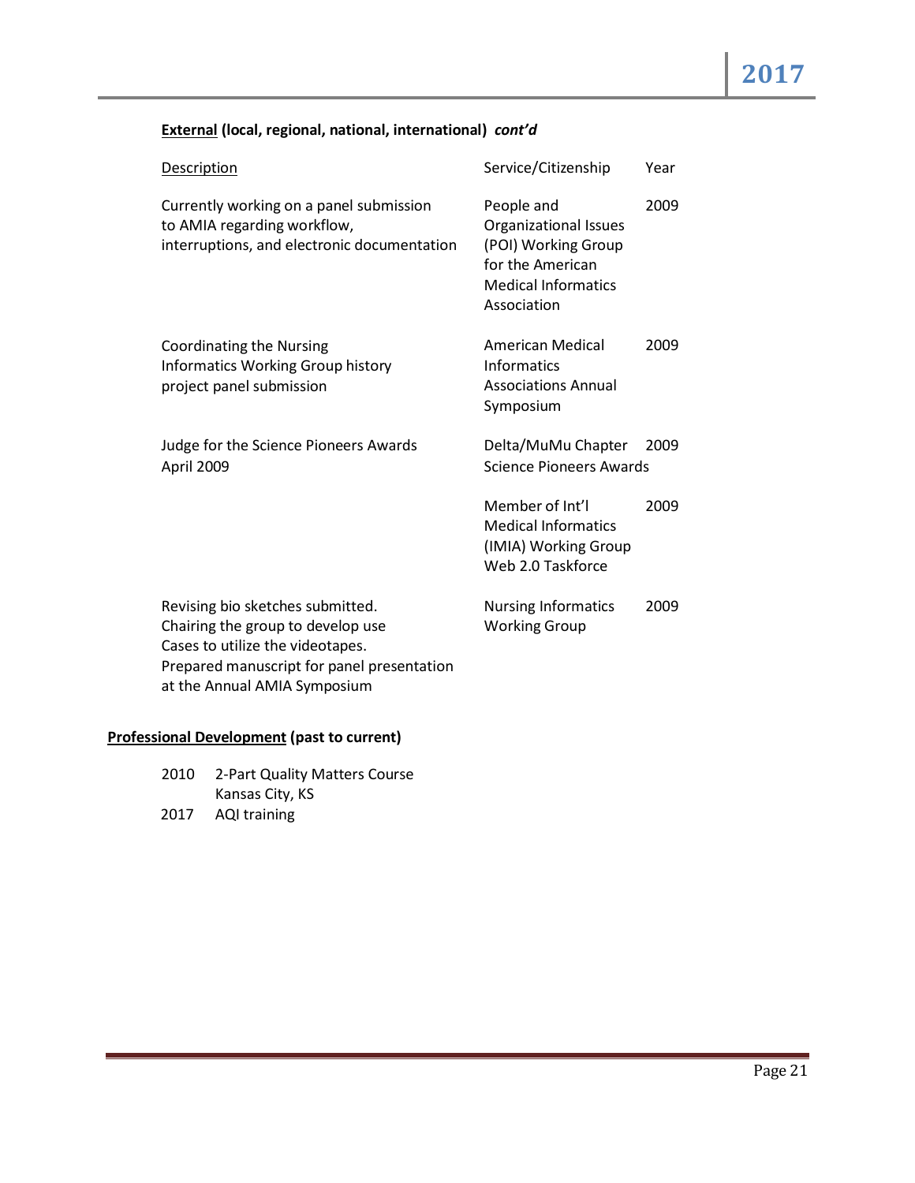**<u>External</u> (local, regional, national, international)** ***cont'd***

| <u>Description</u> | Service/Citizenship | Year |
|---|---|---|
| Currently working on a panel submission to AMIA regarding workflow, interruptions, and electronic documentation | People and Organizational Issues (POI) Working Group for the American Medical Informatics Association | 2009 |
| Coordinating the Nursing Informatics Working Group history project panel submission | American Medical Informatics Associations Annual Symposium | 2009 |
| Judge for the Science Pioneers Awards April 2009 | Delta/MuMu Chapter Science Pioneers Awards | 2009 |
| | Member of Int'l Medical Informatics (IMIA) Working Group Web 2.0 Taskforce | 2009 |
| Revising bio sketches submitted. Chairing the group to develop use Cases to utilize the videotapes. Prepared manuscript for panel presentation at the Annual AMIA Symposium | Nursing Informatics Working Group | 2009 |

**<u>Professional Development</u> (past to current)**

2010 2-Part Quality Matters Course
Kansas City, KS

2017 AQI training